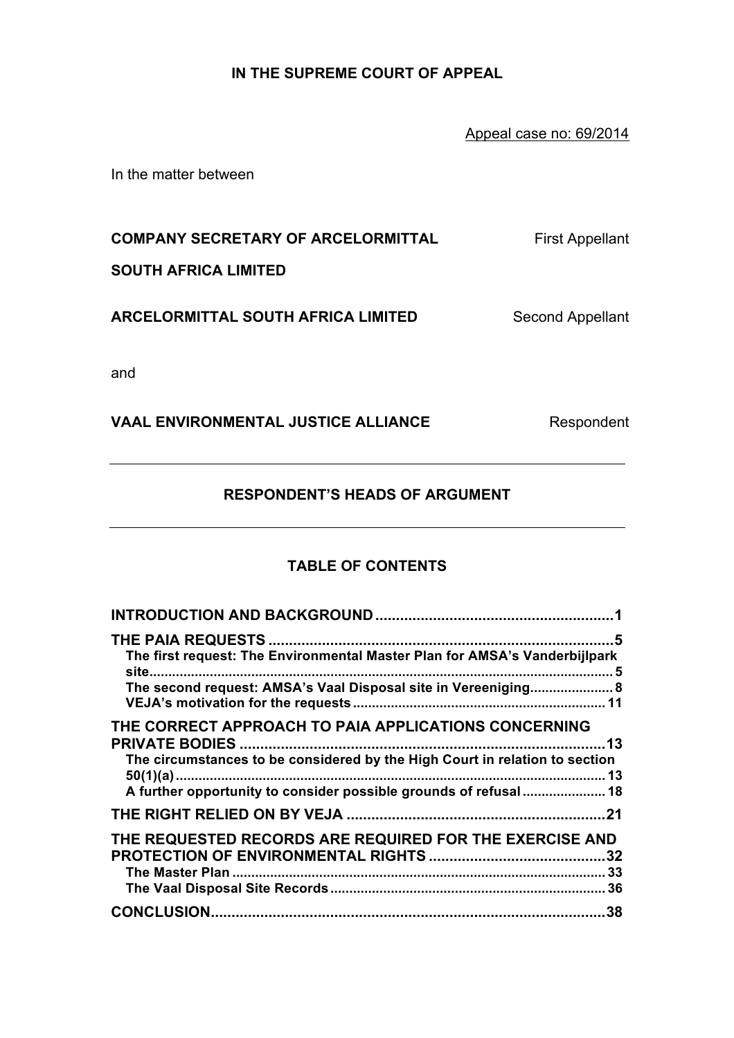**IN THE SUPREME COURT OF APPEAL**

Appeal case no: 69/2014

In the matter between

| | |
|---|---|
| **COMPANY SECRETARY OF ARCELORMITTAL SOUTH AFRICA LIMITED** | First Appellant |
| **ARCELORMITTAL SOUTH AFRICA LIMITED** | Second Appellant |

and

| | |
|---|---|
| **VAAL ENVIRONMENTAL JUSTICE ALLIANCE** | Respondent |

---

## RESPONDENT'S HEADS OF ARGUMENT

---

### TABLE OF CONTENTS

**INTRODUCTION AND BACKGROUND** .......... 1

**THE PAIA REQUESTS** .......... 5

- **The first request: The Environmental Master Plan for AMSA's Vanderbijlpark site** .......... 5
- **The second request: AMSA's Vaal Disposal site in Vereeniging** .......... 8
- **VEJA's motivation for the requests** .......... 11

**THE CORRECT APPROACH TO PAIA APPLICATIONS CONCERNING PRIVATE BODIES** .......... 13

- **The circumstances to be considered by the High Court in relation to section 50(1)(a)** .......... 13
- **A further opportunity to consider possible grounds of refusal** .......... 18

**THE RIGHT RELIED ON BY VEJA** .......... 21

**THE REQUESTED RECORDS ARE REQUIRED FOR THE EXERCISE AND PROTECTION OF ENVIRONMENTAL RIGHTS** .......... 32

- **The Master Plan** .......... 33
- **The Vaal Disposal Site Records** .......... 36

**CONCLUSION** .......... 38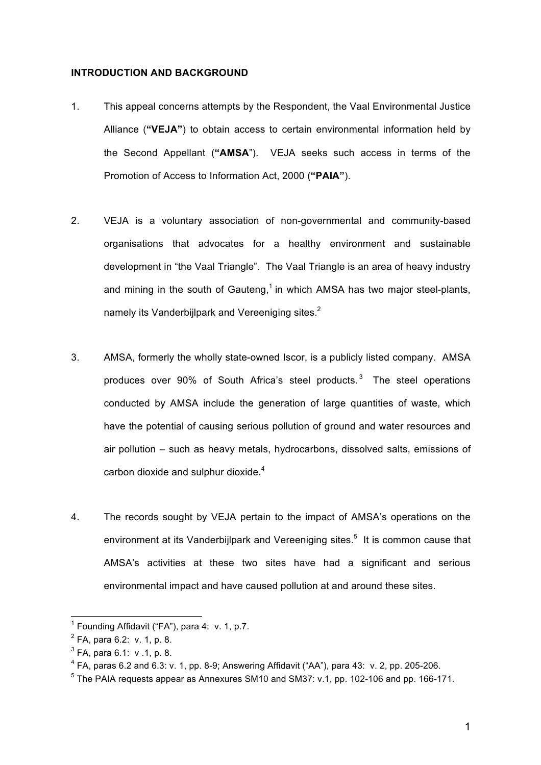**INTRODUCTION AND BACKGROUND**

1. This appeal concerns attempts by the Respondent, the Vaal Environmental Justice Alliance (**"VEJA"**) to obtain access to certain environmental information held by the Second Appellant (**"AMSA"**). VEJA seeks such access in terms of the Promotion of Access to Information Act, 2000 (**"PAIA"**).

2. VEJA is a voluntary association of non-governmental and community-based organisations that advocates for a healthy environment and sustainable development in "the Vaal Triangle". The Vaal Triangle is an area of heavy industry and mining in the south of Gauteng,[1] in which AMSA has two major steel-plants, namely its Vanderbijlpark and Vereeniging sites.[2]

3. AMSA, formerly the wholly state-owned Iscor, is a publicly listed company. AMSA produces over 90% of South Africa's steel products.[3] The steel operations conducted by AMSA include the generation of large quantities of waste, which have the potential of causing serious pollution of ground and water resources and air pollution – such as heavy metals, hydrocarbons, dissolved salts, emissions of carbon dioxide and sulphur dioxide.[4]

4. The records sought by VEJA pertain to the impact of AMSA's operations on the environment at its Vanderbijlpark and Vereeniging sites.[5] It is common cause that AMSA's activities at these two sites have had a significant and serious environmental impact and have caused pollution at and around these sites.

---

[1] Founding Affidavit ("FA"), para 4: v. 1, p.7.

[2] FA, para 6.2: v. 1, p. 8.

[3] FA, para 6.1: v .1, p. 8.

[4] FA, paras 6.2 and 6.3: v. 1, pp. 8-9; Answering Affidavit ("AA"), para 43: v. 2, pp. 205-206.

[5] The PAIA requests appear as Annexures SM10 and SM37: v.1, pp. 102-106 and pp. 166-171.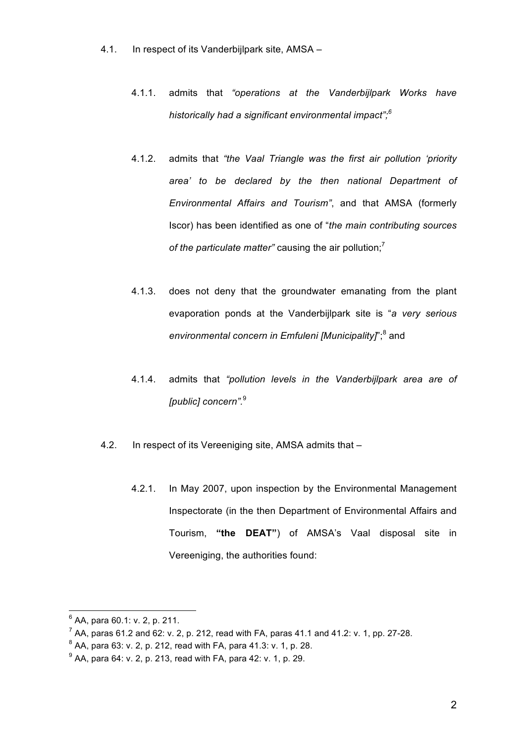4.1. In respect of its Vanderbijlpark site, AMSA –

4.1.1. admits that *"operations at the Vanderbijlpark Works have historically had a significant environmental impact";*[6]

4.1.2. admits that *"the Vaal Triangle was the first air pollution 'priority area' to be declared by the then national Department of Environmental Affairs and Tourism"*, and that AMSA (formerly Iscor) has been identified as one of "*the main contributing sources of the particulate matter"* causing the air pollution;[7]

4.1.3. does not deny that the groundwater emanating from the plant evaporation ponds at the Vanderbijlpark site is "*a very serious environmental concern in Emfuleni [Municipality]*";[8] and

4.1.4. admits that *"pollution levels in the Vanderbijlpark area are of [public] concern".*[9]

4.2. In respect of its Vereeniging site, AMSA admits that –

4.2.1. In May 2007, upon inspection by the Environmental Management Inspectorate (in the then Department of Environmental Affairs and Tourism, **"the DEAT"**) of AMSA's Vaal disposal site in Vereeniging, the authorities found:

---

[6] AA, para 60.1: v. 2, p. 211.

[7] AA, paras 61.2 and 62: v. 2, p. 212, read with FA, paras 41.1 and 41.2: v. 1, pp. 27-28.

[8] AA, para 63: v. 2, p. 212, read with FA, para 41.3: v. 1, p. 28.

[9] AA, para 64: v. 2, p. 213, read with FA, para 42: v. 1, p. 29.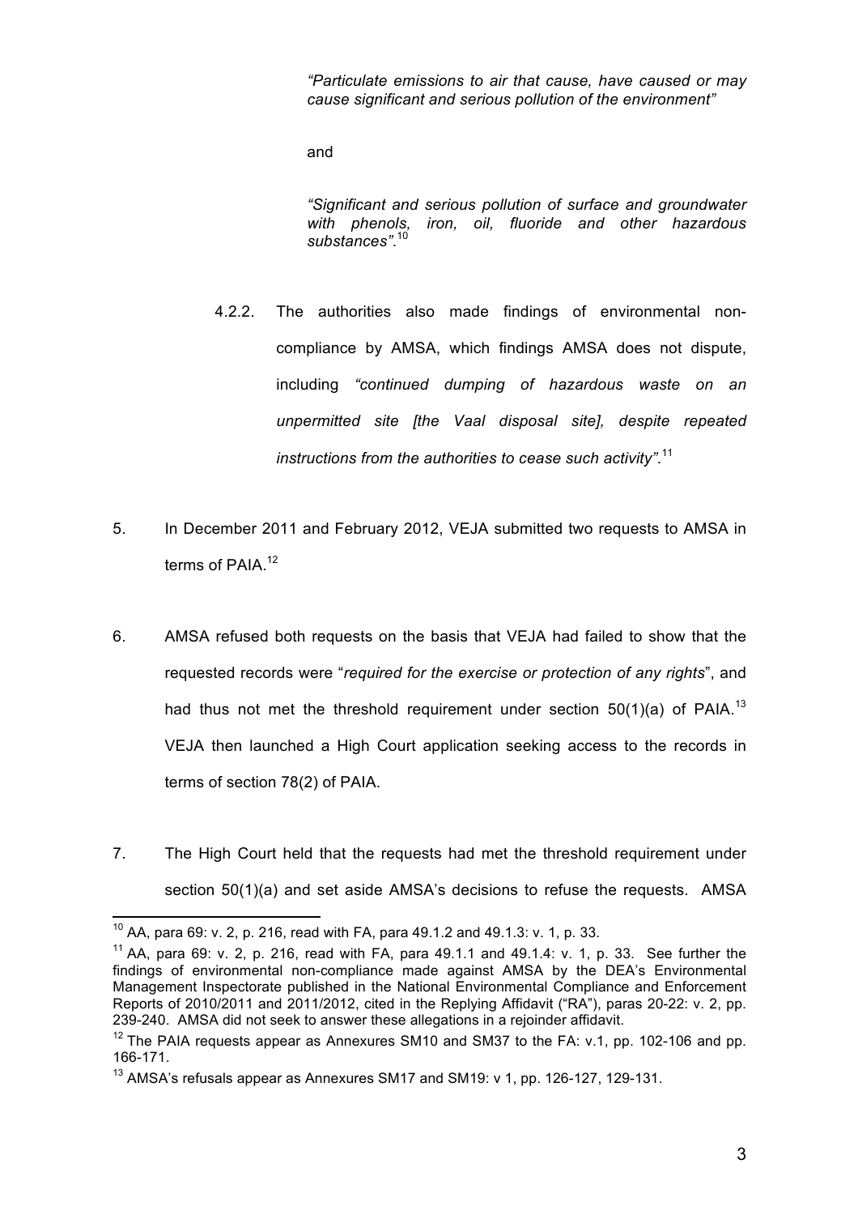> *"Particulate emissions to air that cause, have caused or may cause significant and serious pollution of the environment"*
>
> and
>
> *"Significant and serious pollution of surface and groundwater with phenols, iron, oil, fluoride and other hazardous substances"*.[10]

4.2.2. The authorities also made findings of environmental non-compliance by AMSA, which findings AMSA does not dispute, including *"continued dumping of hazardous waste on an unpermitted site [the Vaal disposal site], despite repeated instructions from the authorities to cease such activity"*.[11]

5. In December 2011 and February 2012, VEJA submitted two requests to AMSA in terms of PAIA.[12]

6. AMSA refused both requests on the basis that VEJA had failed to show that the requested records were "*required for the exercise or protection of any rights*", and had thus not met the threshold requirement under section 50(1)(a) of PAIA.[13] VEJA then launched a High Court application seeking access to the records in terms of section 78(2) of PAIA.

7. The High Court held that the requests had met the threshold requirement under section 50(1)(a) and set aside AMSA's decisions to refuse the requests. AMSA

---

[10] AA, para 69: v. 2, p. 216, read with FA, para 49.1.2 and 49.1.3: v. 1, p. 33.

[11] AA, para 69: v. 2, p. 216, read with FA, para 49.1.1 and 49.1.4: v. 1, p. 33. See further the findings of environmental non-compliance made against AMSA by the DEA's Environmental Management Inspectorate published in the National Environmental Compliance and Enforcement Reports of 2010/2011 and 2011/2012, cited in the Replying Affidavit ("RA"), paras 20-22: v. 2, pp. 239-240. AMSA did not seek to answer these allegations in a rejoinder affidavit.

[12] The PAIA requests appear as Annexures SM10 and SM37 to the FA: v.1, pp. 102-106 and pp. 166-171.

[13] AMSA's refusals appear as Annexures SM17 and SM19: v 1, pp. 126-127, 129-131.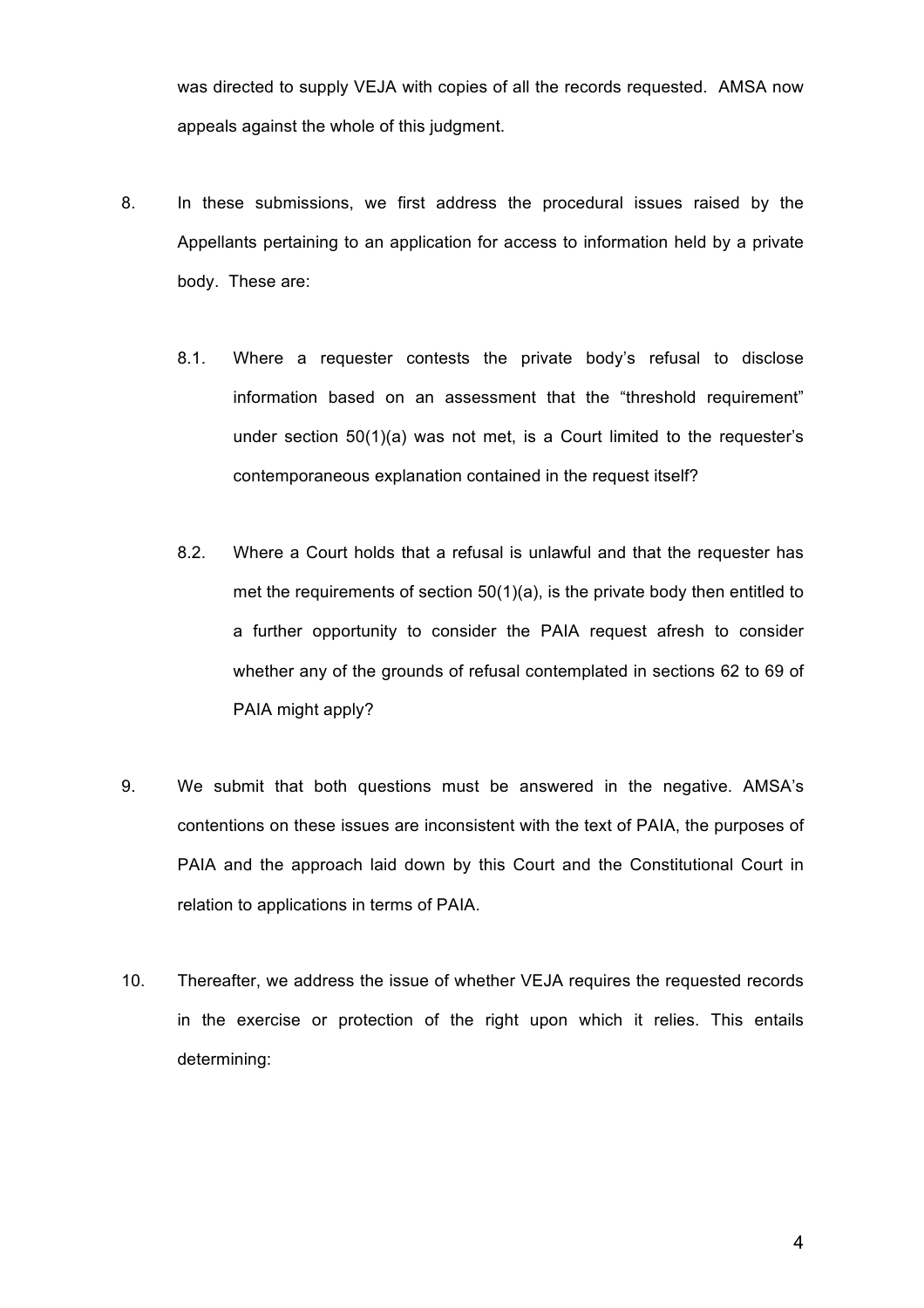was directed to supply VEJA with copies of all the records requested. AMSA now appeals against the whole of this judgment.

8. In these submissions, we first address the procedural issues raised by the Appellants pertaining to an application for access to information held by a private body. These are:

   8.1. Where a requester contests the private body's refusal to disclose information based on an assessment that the "threshold requirement" under section 50(1)(a) was not met, is a Court limited to the requester's contemporaneous explanation contained in the request itself?

   8.2. Where a Court holds that a refusal is unlawful and that the requester has met the requirements of section 50(1)(a), is the private body then entitled to a further opportunity to consider the PAIA request afresh to consider whether any of the grounds of refusal contemplated in sections 62 to 69 of PAIA might apply?

9. We submit that both questions must be answered in the negative. AMSA's contentions on these issues are inconsistent with the text of PAIA, the purposes of PAIA and the approach laid down by this Court and the Constitutional Court in relation to applications in terms of PAIA.

10. Thereafter, we address the issue of whether VEJA requires the requested records in the exercise or protection of the right upon which it relies. This entails determining: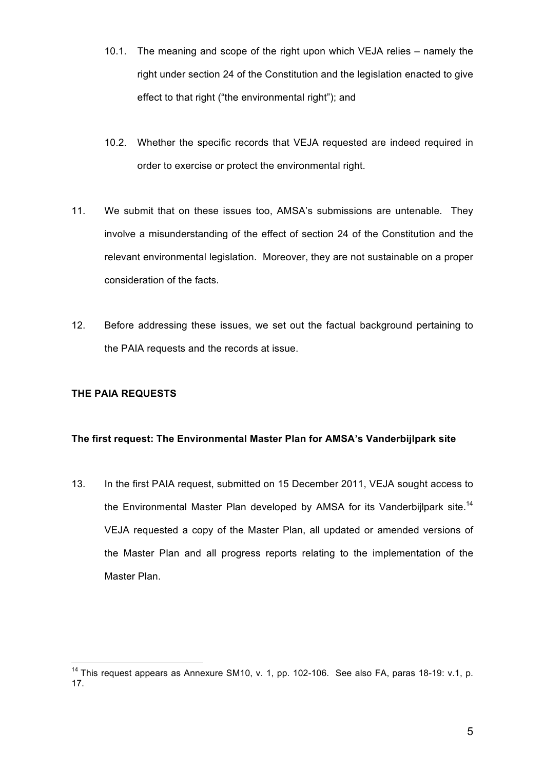10.1. The meaning and scope of the right upon which VEJA relies – namely the right under section 24 of the Constitution and the legislation enacted to give effect to that right ("the environmental right"); and

10.2. Whether the specific records that VEJA requested are indeed required in order to exercise or protect the environmental right.

11. We submit that on these issues too, AMSA's submissions are untenable. They involve a misunderstanding of the effect of section 24 of the Constitution and the relevant environmental legislation. Moreover, they are not sustainable on a proper consideration of the facts.

12. Before addressing these issues, we set out the factual background pertaining to the PAIA requests and the records at issue.

**THE PAIA REQUESTS**

**The first request: The Environmental Master Plan for AMSA's Vanderbijlpark site**

13. In the first PAIA request, submitted on 15 December 2011, VEJA sought access to the Environmental Master Plan developed by AMSA for its Vanderbijlpark site.[14] VEJA requested a copy of the Master Plan, all updated or amended versions of the Master Plan and all progress reports relating to the implementation of the Master Plan.

---

[14] This request appears as Annexure SM10, v. 1, pp. 102-106. See also FA, paras 18-19: v.1, p. 17.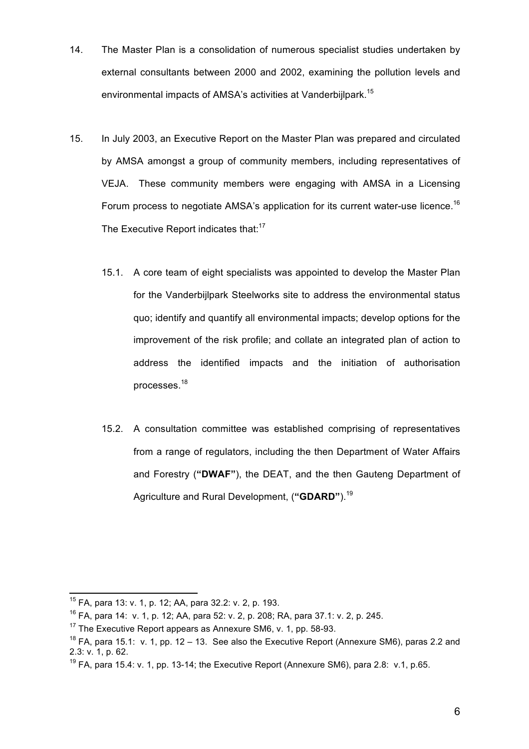14. The Master Plan is a consolidation of numerous specialist studies undertaken by external consultants between 2000 and 2002, examining the pollution levels and environmental impacts of AMSA's activities at Vanderbijlpark.[15]

15. In July 2003, an Executive Report on the Master Plan was prepared and circulated by AMSA amongst a group of community members, including representatives of VEJA. These community members were engaging with AMSA in a Licensing Forum process to negotiate AMSA's application for its current water-use licence.[16] The Executive Report indicates that:[17]

    15.1. A core team of eight specialists was appointed to develop the Master Plan for the Vanderbijlpark Steelworks site to address the environmental status quo; identify and quantify all environmental impacts; develop options for the improvement of the risk profile; and collate an integrated plan of action to address the identified impacts and the initiation of authorisation processes.[18]

    15.2. A consultation committee was established comprising of representatives from a range of regulators, including the then Department of Water Affairs and Forestry (**"DWAF"**), the DEAT, and the then Gauteng Department of Agriculture and Rural Development, (**"GDARD"**).[19]

---

[15] FA, para 13: v. 1, p. 12; AA, para 32.2: v. 2, p. 193.

[16] FA, para 14: v. 1, p. 12; AA, para 52: v. 2, p. 208; RA, para 37.1: v. 2, p. 245.

[17] The Executive Report appears as Annexure SM6, v. 1, pp. 58-93.

[18] FA, para 15.1: v. 1, pp. 12 – 13. See also the Executive Report (Annexure SM6), paras 2.2 and 2.3: v. 1, p. 62.

[19] FA, para 15.4: v. 1, pp. 13-14; the Executive Report (Annexure SM6), para 2.8: v.1, p.65.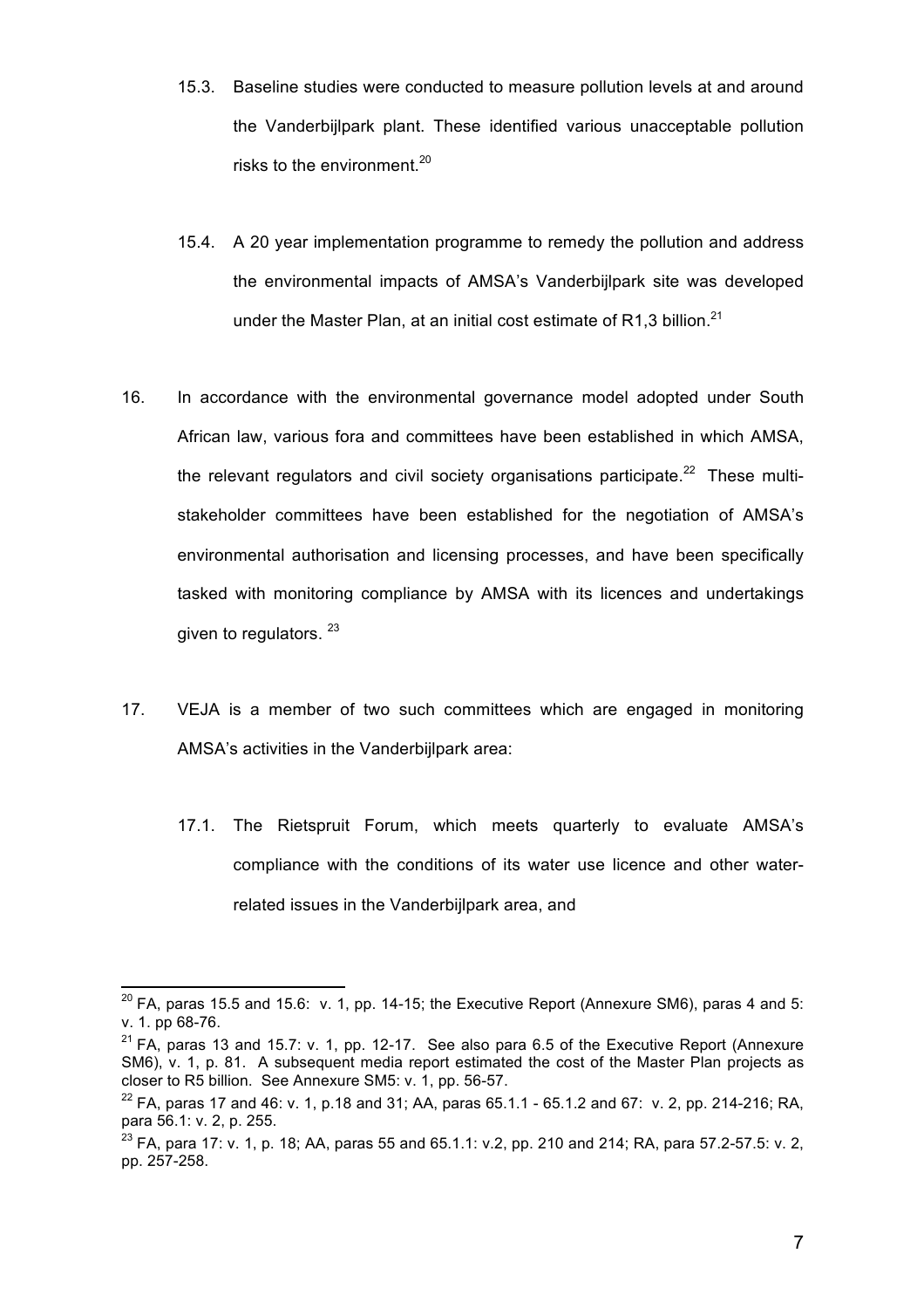15.3. Baseline studies were conducted to measure pollution levels at and around the Vanderbijlpark plant. These identified various unacceptable pollution risks to the environment.[20]

15.4. A 20 year implementation programme to remedy the pollution and address the environmental impacts of AMSA's Vanderbijlpark site was developed under the Master Plan, at an initial cost estimate of R1,3 billion.[21]

16. In accordance with the environmental governance model adopted under South African law, various fora and committees have been established in which AMSA, the relevant regulators and civil society organisations participate.[22] These multi-stakeholder committees have been established for the negotiation of AMSA's environmental authorisation and licensing processes, and have been specifically tasked with monitoring compliance by AMSA with its licences and undertakings given to regulators.[23]

17. VEJA is a member of two such committees which are engaged in monitoring AMSA's activities in the Vanderbijlpark area:

17.1. The Rietspruit Forum, which meets quarterly to evaluate AMSA's compliance with the conditions of its water use licence and other water-related issues in the Vanderbijlpark area, and

---

[20] FA, paras 15.5 and 15.6: v. 1, pp. 14-15; the Executive Report (Annexure SM6), paras 4 and 5: v. 1. pp 68-76.

[21] FA, paras 13 and 15.7: v. 1, pp. 12-17. See also para 6.5 of the Executive Report (Annexure SM6), v. 1, p. 81. A subsequent media report estimated the cost of the Master Plan projects as closer to R5 billion. See Annexure SM5: v. 1, pp. 56-57.

[22] FA, paras 17 and 46: v. 1, p.18 and 31; AA, paras 65.1.1 - 65.1.2 and 67: v. 2, pp. 214-216; RA, para 56.1: v. 2, p. 255.

[23] FA, para 17: v. 1, p. 18; AA, paras 55 and 65.1.1: v.2, pp. 210 and 214; RA, para 57.2-57.5: v. 2, pp. 257-258.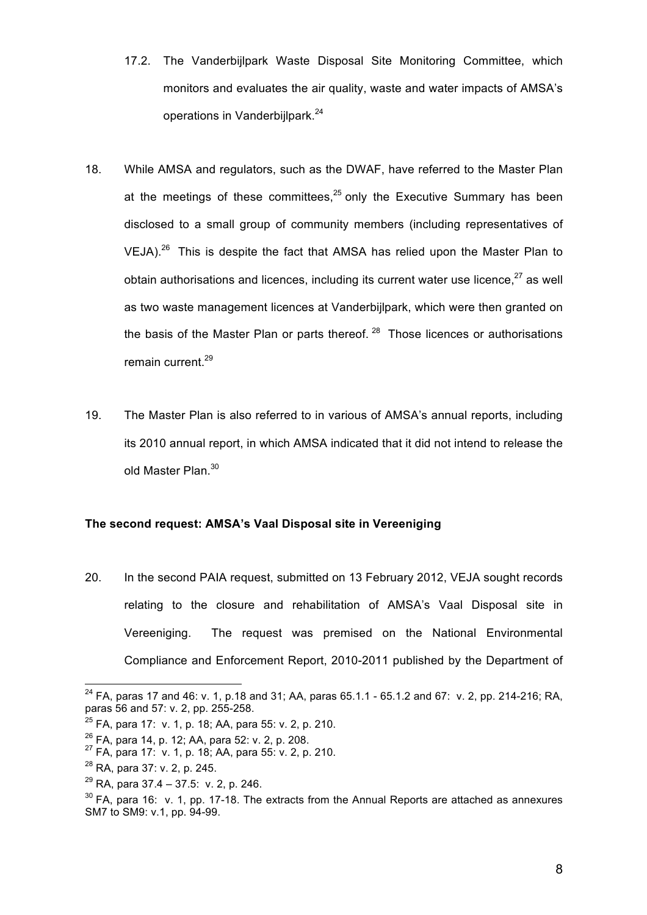17.2. The Vanderbijlpark Waste Disposal Site Monitoring Committee, which monitors and evaluates the air quality, waste and water impacts of AMSA's operations in Vanderbijlpark.[24]

18. While AMSA and regulators, such as the DWAF, have referred to the Master Plan at the meetings of these committees,[25] only the Executive Summary has been disclosed to a small group of community members (including representatives of VEJA).[26] This is despite the fact that AMSA has relied upon the Master Plan to obtain authorisations and licences, including its current water use licence,[27] as well as two waste management licences at Vanderbijlpark, which were then granted on the basis of the Master Plan or parts thereof.[28] Those licences or authorisations remain current.[29]

19. The Master Plan is also referred to in various of AMSA's annual reports, including its 2010 annual report, in which AMSA indicated that it did not intend to release the old Master Plan.[30]

**The second request: AMSA's Vaal Disposal site in Vereeniging**

20. In the second PAIA request, submitted on 13 February 2012, VEJA sought records relating to the closure and rehabilitation of AMSA's Vaal Disposal site in Vereeniging. The request was premised on the National Environmental Compliance and Enforcement Report, 2010-2011 published by the Department of

---

[24] FA, paras 17 and 46: v. 1, p.18 and 31; AA, paras 65.1.1 - 65.1.2 and 67: v. 2, pp. 214-216; RA, paras 56 and 57: v. 2, pp. 255-258.

[25] FA, para 17: v. 1, p. 18; AA, para 55: v. 2, p. 210.

[26] FA, para 14, p. 12; AA, para 52: v. 2, p. 208.

[27] FA, para 17: v. 1, p. 18; AA, para 55: v. 2, p. 210.

[28] RA, para 37: v. 2, p. 245.

[29] RA, para 37.4 – 37.5: v. 2, p. 246.

[30] FA, para 16: v. 1, pp. 17-18. The extracts from the Annual Reports are attached as annexures SM7 to SM9: v.1, pp. 94-99.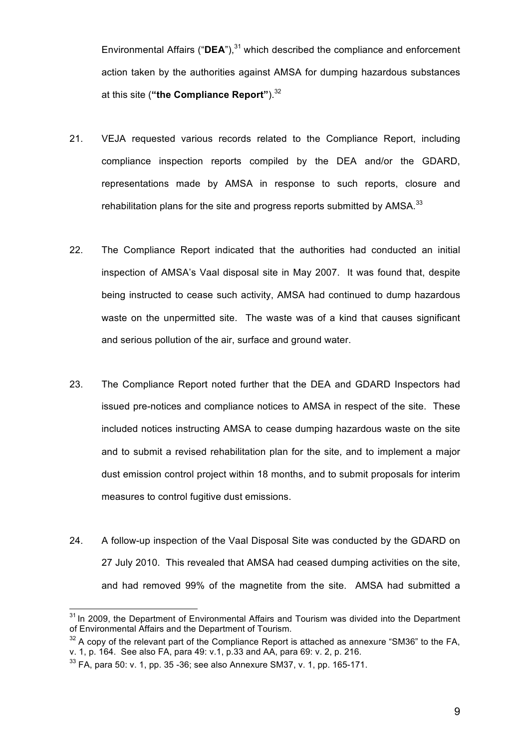Environmental Affairs ("**DEA**"),[31] which described the compliance and enforcement action taken by the authorities against AMSA for dumping hazardous substances at this site (**"the Compliance Report"**).[32]

21. VEJA requested various records related to the Compliance Report, including compliance inspection reports compiled by the DEA and/or the GDARD, representations made by AMSA in response to such reports, closure and rehabilitation plans for the site and progress reports submitted by AMSA.[33]

22. The Compliance Report indicated that the authorities had conducted an initial inspection of AMSA's Vaal disposal site in May 2007. It was found that, despite being instructed to cease such activity, AMSA had continued to dump hazardous waste on the unpermitted site. The waste was of a kind that causes significant and serious pollution of the air, surface and ground water.

23. The Compliance Report noted further that the DEA and GDARD Inspectors had issued pre-notices and compliance notices to AMSA in respect of the site. These included notices instructing AMSA to cease dumping hazardous waste on the site and to submit a revised rehabilitation plan for the site, and to implement a major dust emission control project within 18 months, and to submit proposals for interim measures to control fugitive dust emissions.

24. A follow-up inspection of the Vaal Disposal Site was conducted by the GDARD on 27 July 2010. This revealed that AMSA had ceased dumping activities on the site, and had removed 99% of the magnetite from the site. AMSA had submitted a

---

[31] In 2009, the Department of Environmental Affairs and Tourism was divided into the Department of Environmental Affairs and the Department of Tourism.

[32] A copy of the relevant part of the Compliance Report is attached as annexure "SM36" to the FA, v. 1, p. 164. See also FA, para 49: v.1, p.33 and AA, para 69: v. 2, p. 216.

[33] FA, para 50: v. 1, pp. 35 -36; see also Annexure SM37, v. 1, pp. 165-171.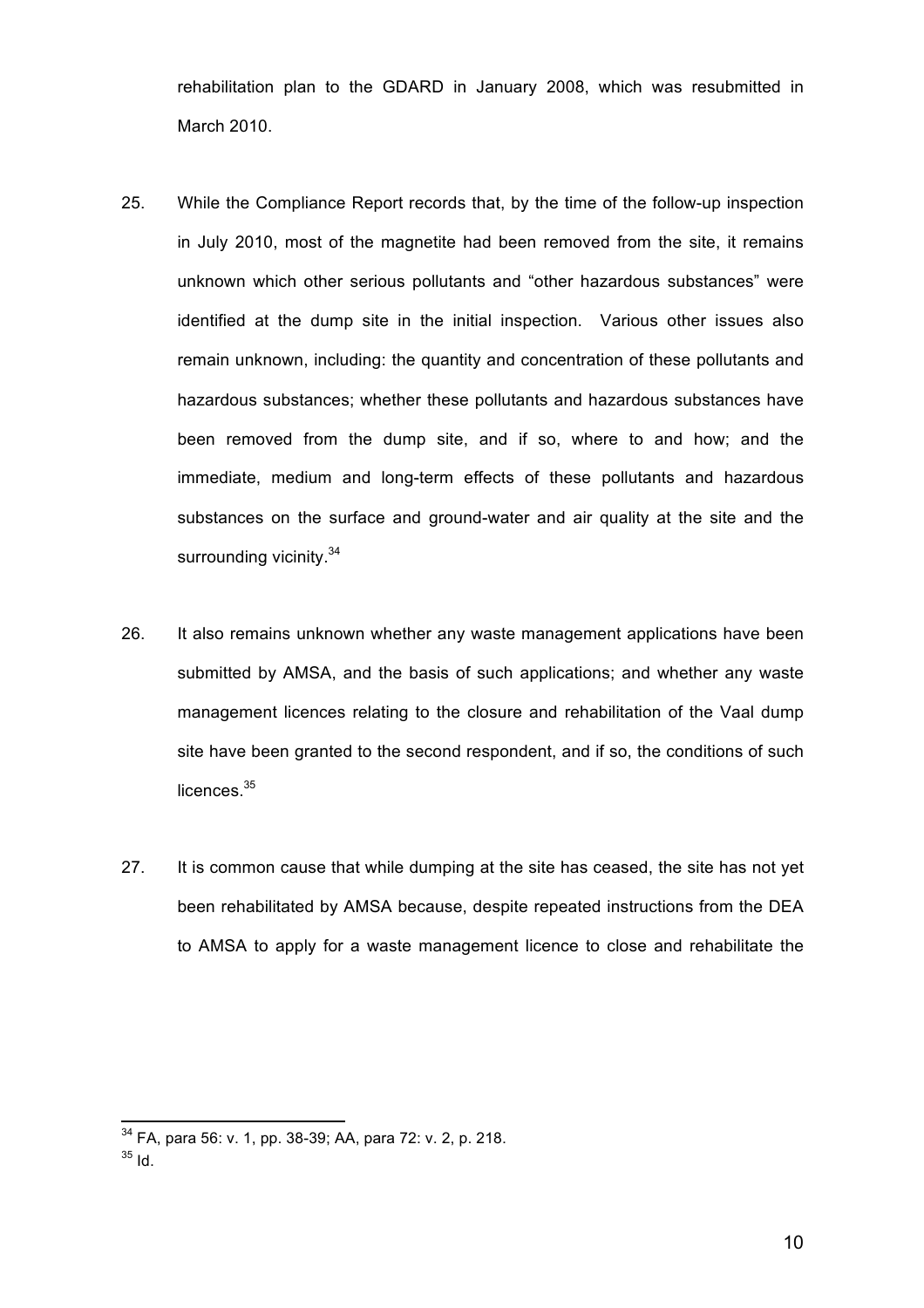rehabilitation plan to the GDARD in January 2008, which was resubmitted in March 2010.

25. While the Compliance Report records that, by the time of the follow-up inspection in July 2010, most of the magnetite had been removed from the site, it remains unknown which other serious pollutants and "other hazardous substances" were identified at the dump site in the initial inspection. Various other issues also remain unknown, including: the quantity and concentration of these pollutants and hazardous substances; whether these pollutants and hazardous substances have been removed from the dump site, and if so, where to and how; and the immediate, medium and long-term effects of these pollutants and hazardous substances on the surface and ground-water and air quality at the site and the surrounding vicinity.[34]

26. It also remains unknown whether any waste management applications have been submitted by AMSA, and the basis of such applications; and whether any waste management licences relating to the closure and rehabilitation of the Vaal dump site have been granted to the second respondent, and if so, the conditions of such licences.[35]

27. It is common cause that while dumping at the site has ceased, the site has not yet been rehabilitated by AMSA because, despite repeated instructions from the DEA to AMSA to apply for a waste management licence to close and rehabilitate the

---

[34] FA, para 56: v. 1, pp. 38-39; AA, para 72: v. 2, p. 218.

[35] Id.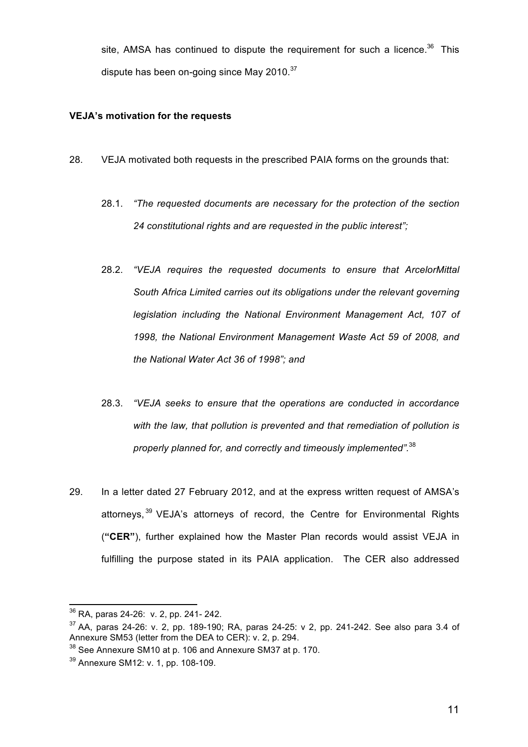site, AMSA has continued to dispute the requirement for such a licence.[36] This dispute has been on-going since May 2010.[37]

**VEJA's motivation for the requests**

28. VEJA motivated both requests in the prescribed PAIA forms on the grounds that:

    28.1. *"The requested documents are necessary for the protection of the section 24 constitutional rights and are requested in the public interest";*

    28.2. *"VEJA requires the requested documents to ensure that ArcelorMittal South Africa Limited carries out its obligations under the relevant governing legislation including the National Environment Management Act, 107 of 1998, the National Environment Management Waste Act 59 of 2008, and the National Water Act 36 of 1998"; and*

    28.3. *"VEJA seeks to ensure that the operations are conducted in accordance with the law, that pollution is prevented and that remediation of pollution is properly planned for, and correctly and timeously implemented".*[38]

29. In a letter dated 27 February 2012, and at the express written request of AMSA's attorneys,[39] VEJA's attorneys of record, the Centre for Environmental Rights (**"CER"**), further explained how the Master Plan records would assist VEJA in fulfilling the purpose stated in its PAIA application. The CER also addressed

---

[36] RA, paras 24-26: v. 2, pp. 241- 242.

[37] AA, paras 24-26: v. 2, pp. 189-190; RA, paras 24-25: v 2, pp. 241-242. See also para 3.4 of Annexure SM53 (letter from the DEA to CER): v. 2, p. 294.

[38] See Annexure SM10 at p. 106 and Annexure SM37 at p. 170.

[39] Annexure SM12: v. 1, pp. 108-109.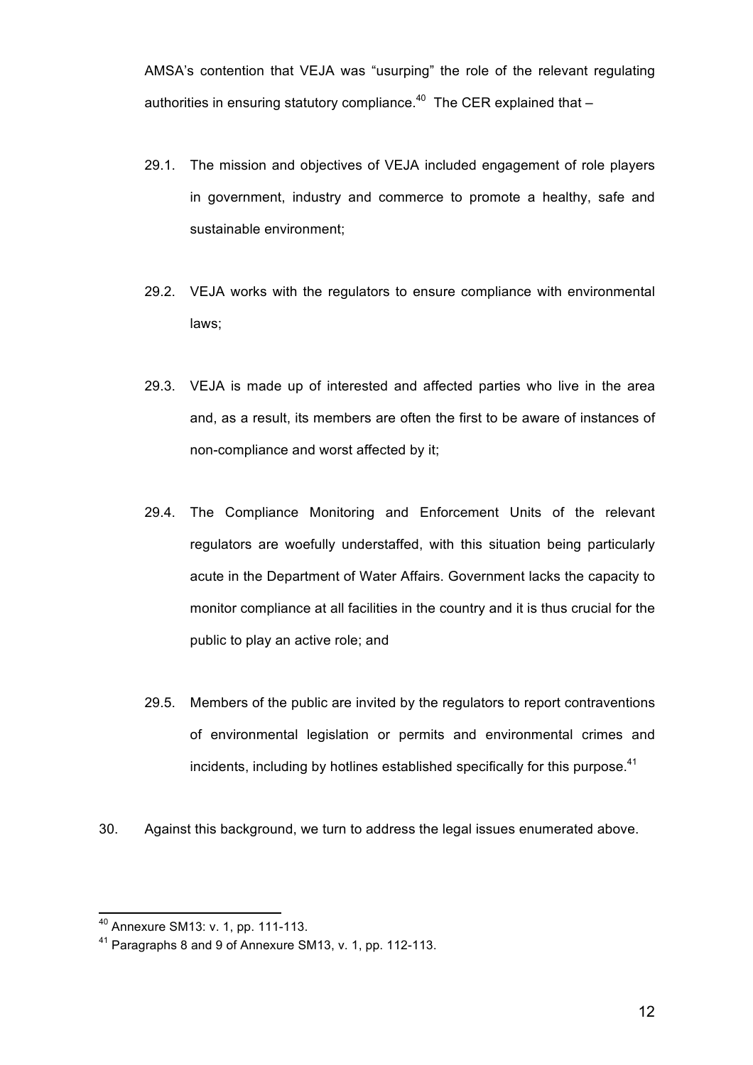AMSA's contention that VEJA was "usurping" the role of the relevant regulating authorities in ensuring statutory compliance.[40] The CER explained that –

29.1. The mission and objectives of VEJA included engagement of role players in government, industry and commerce to promote a healthy, safe and sustainable environment;

29.2. VEJA works with the regulators to ensure compliance with environmental laws;

29.3. VEJA is made up of interested and affected parties who live in the area and, as a result, its members are often the first to be aware of instances of non-compliance and worst affected by it;

29.4. The Compliance Monitoring and Enforcement Units of the relevant regulators are woefully understaffed, with this situation being particularly acute in the Department of Water Affairs. Government lacks the capacity to monitor compliance at all facilities in the country and it is thus crucial for the public to play an active role; and

29.5. Members of the public are invited by the regulators to report contraventions of environmental legislation or permits and environmental crimes and incidents, including by hotlines established specifically for this purpose.[41]

30. Against this background, we turn to address the legal issues enumerated above.

---

[40] Annexure SM13: v. 1, pp. 111-113.

[41] Paragraphs 8 and 9 of Annexure SM13, v. 1, pp. 112-113.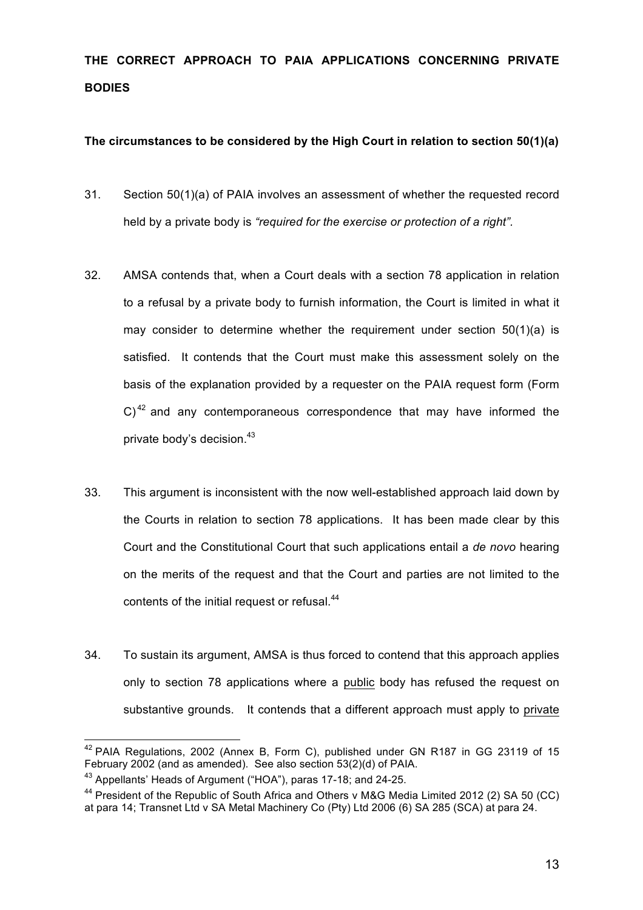## THE CORRECT APPROACH TO PAIA APPLICATIONS CONCERNING PRIVATE BODIES

### The circumstances to be considered by the High Court in relation to section 50(1)(a)

31. Section 50(1)(a) of PAIA involves an assessment of whether the requested record held by a private body is *"required for the exercise or protection of a right"*.

32. AMSA contends that, when a Court deals with a section 78 application in relation to a refusal by a private body to furnish information, the Court is limited in what it may consider to determine whether the requirement under section 50(1)(a) is satisfied. It contends that the Court must make this assessment solely on the basis of the explanation provided by a requester on the PAIA request form (Form C)[42] and any contemporaneous correspondence that may have informed the private body's decision.[43]

33. This argument is inconsistent with the now well-established approach laid down by the Courts in relation to section 78 applications. It has been made clear by this Court and the Constitutional Court that such applications entail a *de novo* hearing on the merits of the request and that the Court and parties are not limited to the contents of the initial request or refusal.[44]

34. To sustain its argument, AMSA is thus forced to contend that this approach applies only to section 78 applications where a <u>public</u> body has refused the request on substantive grounds. It contends that a different approach must apply to <u>private</u>

---

[42] PAIA Regulations, 2002 (Annex B, Form C), published under GN R187 in GG 23119 of 15 February 2002 (and as amended). See also section 53(2)(d) of PAIA.

[43] Appellants' Heads of Argument ("HOA"), paras 17-18; and 24-25.

[44] President of the Republic of South Africa and Others v M&G Media Limited 2012 (2) SA 50 (CC) at para 14; Transnet Ltd v SA Metal Machinery Co (Pty) Ltd 2006 (6) SA 285 (SCA) at para 24.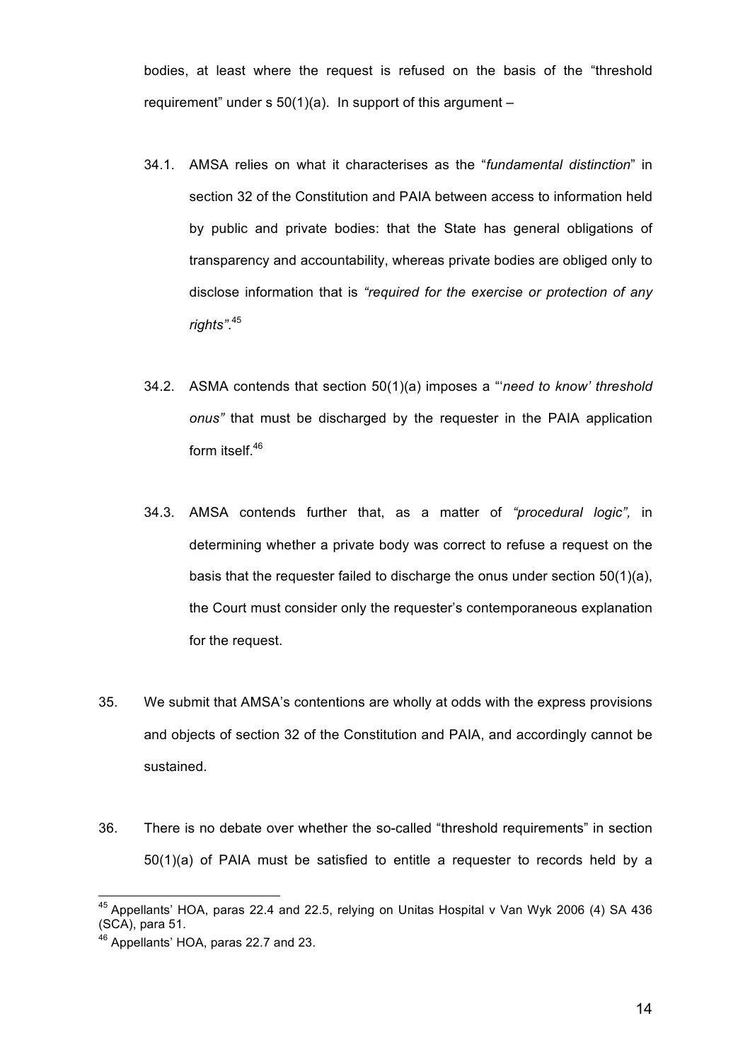bodies, at least where the request is refused on the basis of the "threshold requirement" under s 50(1)(a). In support of this argument –

34.1. AMSA relies on what it characterises as the "*fundamental distinction*" in section 32 of the Constitution and PAIA between access to information held by public and private bodies: that the State has general obligations of transparency and accountability, whereas private bodies are obliged only to disclose information that is *"required for the exercise or protection of any rights"*.[45]

34.2. ASMA contends that section 50(1)(a) imposes a "'*need to know' threshold onus"* that must be discharged by the requester in the PAIA application form itself.[46]

34.3. AMSA contends further that, as a matter of *"procedural logic",* in determining whether a private body was correct to refuse a request on the basis that the requester failed to discharge the onus under section 50(1)(a), the Court must consider only the requester's contemporaneous explanation for the request.

35. We submit that AMSA's contentions are wholly at odds with the express provisions and objects of section 32 of the Constitution and PAIA, and accordingly cannot be sustained.

36. There is no debate over whether the so-called "threshold requirements" in section 50(1)(a) of PAIA must be satisfied to entitle a requester to records held by a

---

[45] Appellants' HOA, paras 22.4 and 22.5, relying on Unitas Hospital v Van Wyk 2006 (4) SA 436 (SCA), para 51.

[46] Appellants' HOA, paras 22.7 and 23.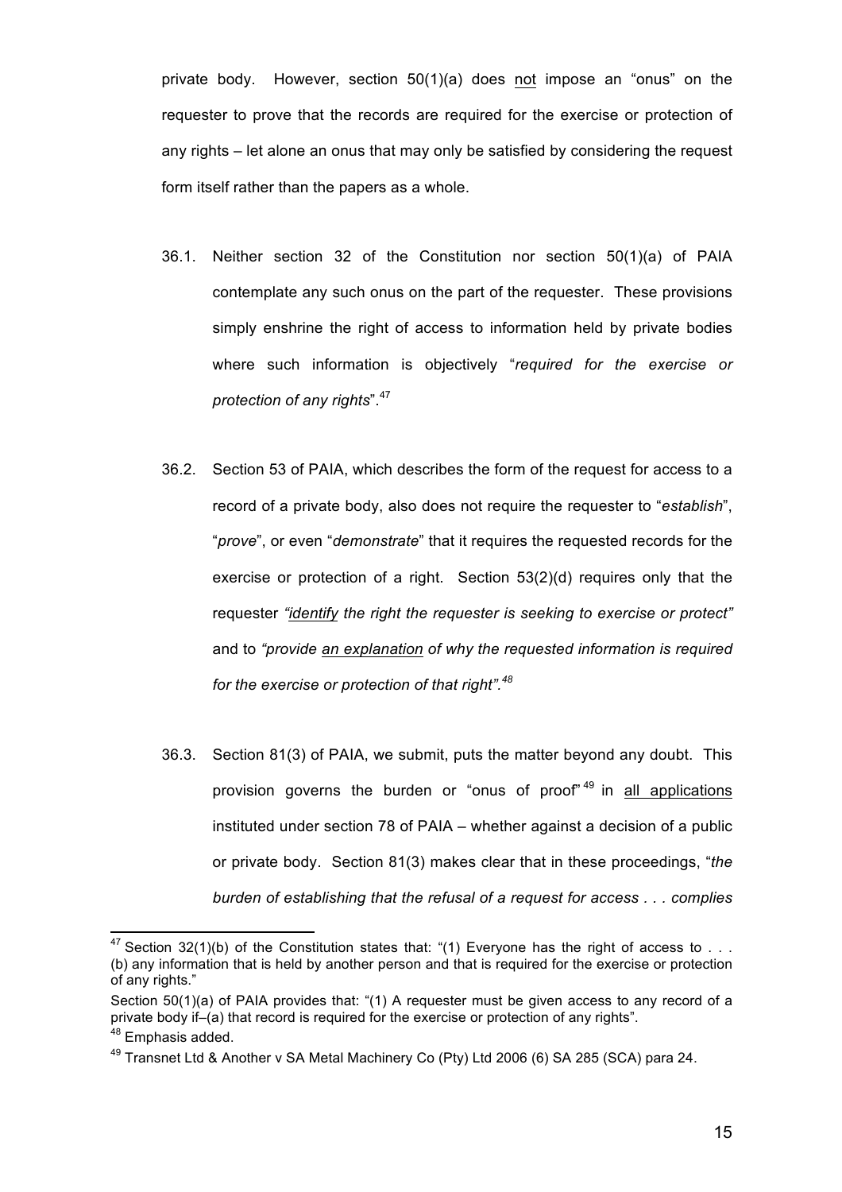private body. However, section 50(1)(a) does <u>not</u> impose an "onus" on the requester to prove that the records are required for the exercise or protection of any rights – let alone an onus that may only be satisfied by considering the request form itself rather than the papers as a whole.

36.1. Neither section 32 of the Constitution nor section 50(1)(a) of PAIA contemplate any such onus on the part of the requester. These provisions simply enshrine the right of access to information held by private bodies where such information is objectively "*required for the exercise or protection of any rights*".[47]

36.2. Section 53 of PAIA, which describes the form of the request for access to a record of a private body, also does not require the requester to "*establish*", "*prove*", or even "*demonstrate*" that it requires the requested records for the exercise or protection of a right. Section 53(2)(d) requires only that the requester *"<u>identify</u> the right the requester is seeking to exercise or protect"* and to *"provide <u>an explanation</u> of why the requested information is required for the exercise or protection of that right".*[48]

36.3. Section 81(3) of PAIA, we submit, puts the matter beyond any doubt. This provision governs the burden or "onus of proof"[49] in <u>all applications</u> instituted under section 78 of PAIA – whether against a decision of a public or private body. Section 81(3) makes clear that in these proceedings, "*the burden of establishing that the refusal of a request for access . . . complies*

---

[47] Section 32(1)(b) of the Constitution states that: "(1) Everyone has the right of access to . . . (b) any information that is held by another person and that is required for the exercise or protection of any rights."

Section 50(1)(a) of PAIA provides that: "(1) A requester must be given access to any record of a private body if–(a) that record is required for the exercise or protection of any rights".

[48] Emphasis added.

[49] Transnet Ltd & Another v SA Metal Machinery Co (Pty) Ltd 2006 (6) SA 285 (SCA) para 24.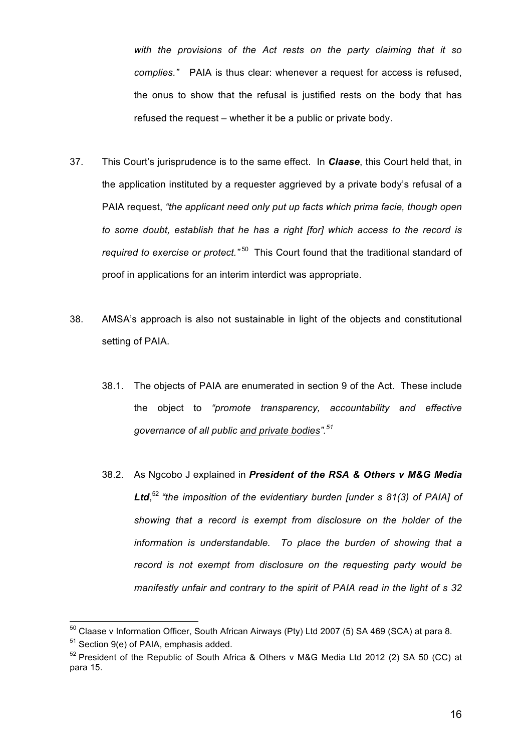*with the provisions of the Act rests on the party claiming that it so complies."* PAIA is thus clear: whenever a request for access is refused, the onus to show that the refusal is justified rests on the body that has refused the request – whether it be a public or private body.

37. This Court's jurisprudence is to the same effect. In ***Claase***, this Court held that, in the application instituted by a requester aggrieved by a private body's refusal of a PAIA request, *"the applicant need only put up facts which prima facie, though open to some doubt, establish that he has a right [for] which access to the record is required to exercise or protect."*[50] This Court found that the traditional standard of proof in applications for an interim interdict was appropriate.

38. AMSA's approach is also not sustainable in light of the objects and constitutional setting of PAIA.

    38.1. The objects of PAIA are enumerated in section 9 of the Act. These include the object to *"promote transparency, accountability and effective governance of all public <u>and private bodies</u>".*[51]

    38.2. As Ngcobo J explained in ***President of the RSA & Others v M&G Media Ltd***,[52] *"the imposition of the evidentiary burden [under s 81(3) of PAIA] of showing that a record is exempt from disclosure on the holder of the information is understandable. To place the burden of showing that a record is not exempt from disclosure on the requesting party would be manifestly unfair and contrary to the spirit of PAIA read in the light of s 32*

---

[50] Claase v Information Officer, South African Airways (Pty) Ltd 2007 (5) SA 469 (SCA) at para 8.

[51] Section 9(e) of PAIA, emphasis added.

[52] President of the Republic of South Africa & Others v M&G Media Ltd 2012 (2) SA 50 (CC) at para 15.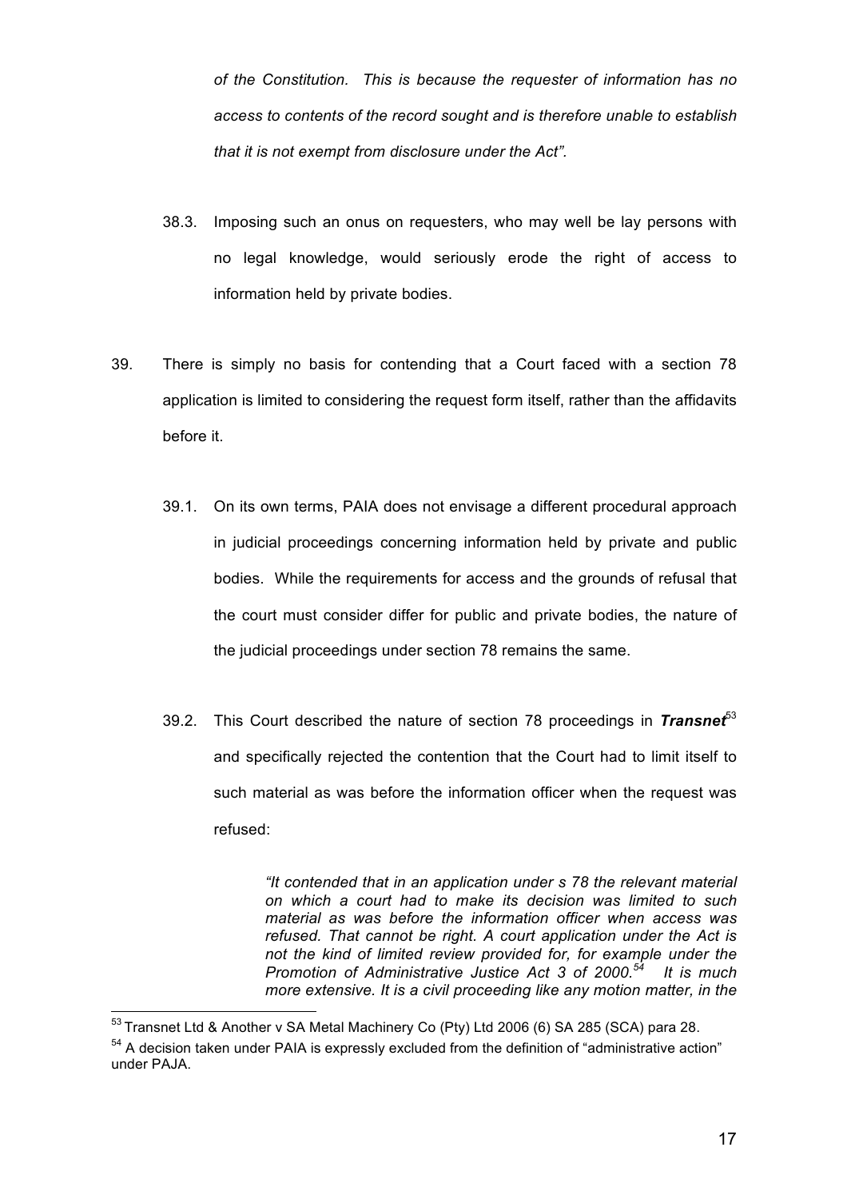*of the Constitution. This is because the requester of information has no access to contents of the record sought and is therefore unable to establish that it is not exempt from disclosure under the Act".*

38.3. Imposing such an onus on requesters, who may well be lay persons with no legal knowledge, would seriously erode the right of access to information held by private bodies.

39. There is simply no basis for contending that a Court faced with a section 78 application is limited to considering the request form itself, rather than the affidavits before it.

39.1. On its own terms, PAIA does not envisage a different procedural approach in judicial proceedings concerning information held by private and public bodies. While the requirements for access and the grounds of refusal that the court must consider differ for public and private bodies, the nature of the judicial proceedings under section 78 remains the same.

39.2. This Court described the nature of section 78 proceedings in ***Transnet***[53] and specifically rejected the contention that the Court had to limit itself to such material as was before the information officer when the request was refused:

> ***"It contended that in an application under s 78 the relevant material on which a court had to make its decision was limited to such material as was before the information officer when access was refused. That cannot be right. A court application under the Act is not the kind of limited review provided for, for example under the Promotion of Administrative Justice Act 3 of 2000.[54] It is much more extensive. It is a civil proceeding like any motion matter, in the***

---

[53] Transnet Ltd & Another v SA Metal Machinery Co (Pty) Ltd 2006 (6) SA 285 (SCA) para 28.

[54] A decision taken under PAIA is expressly excluded from the definition of "administrative action" under PAJA.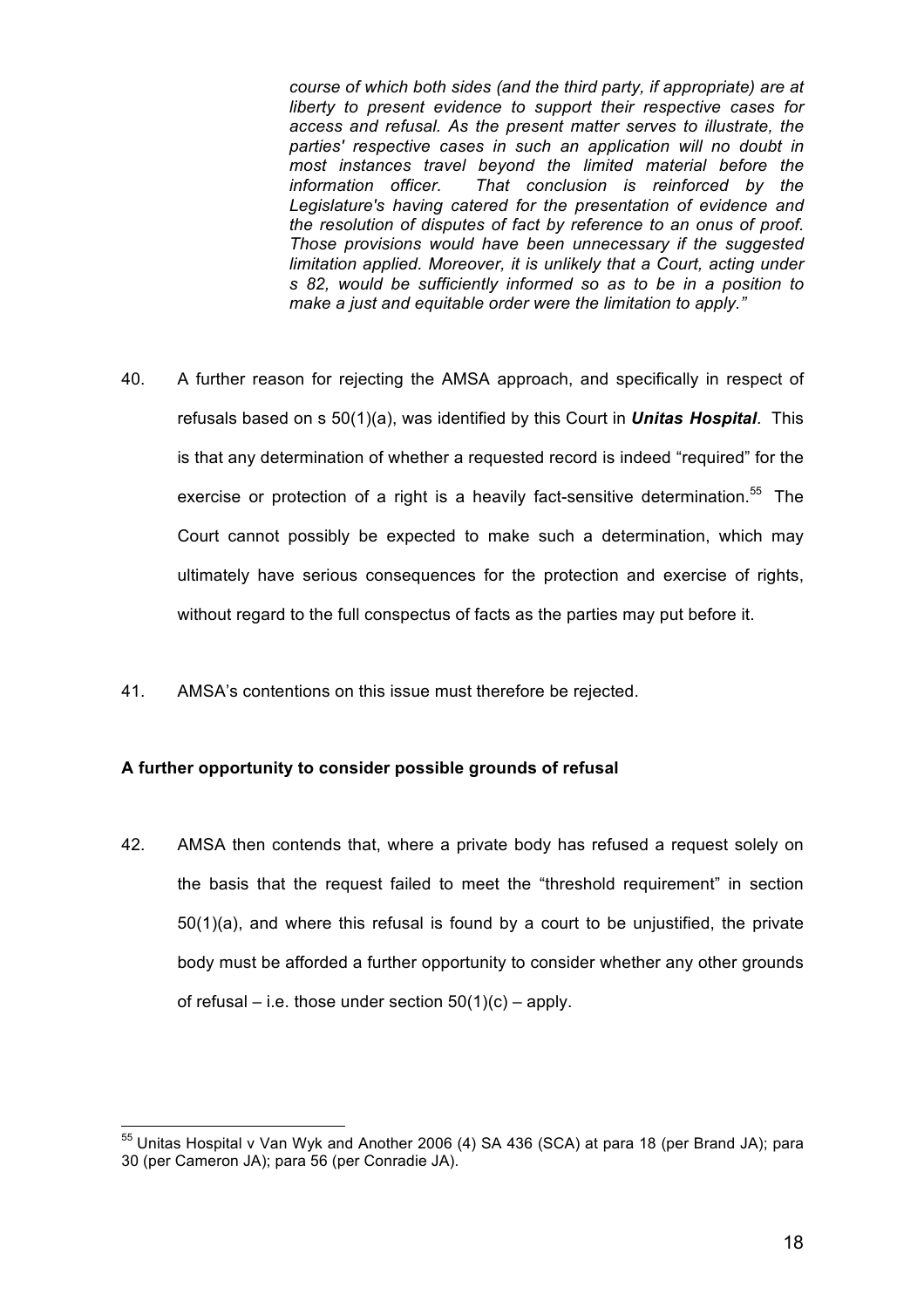> *course of which both sides (and the third party, if appropriate) are at liberty to present evidence to support their respective cases for access and refusal. As the present matter serves to illustrate, the parties' respective cases in such an application will no doubt in most instances travel beyond the limited material before the information officer. That conclusion is reinforced by the Legislature's having catered for the presentation of evidence and the resolution of disputes of fact by reference to an onus of proof. Those provisions would have been unnecessary if the suggested limitation applied. Moreover, it is unlikely that a Court, acting under s 82, would be sufficiently informed so as to be in a position to make a just and equitable order were the limitation to apply."*

40. A further reason for rejecting the AMSA approach, and specifically in respect of refusals based on s 50(1)(a), was identified by this Court in ***Unitas Hospital***. This is that any determination of whether a requested record is indeed "required" for the exercise or protection of a right is a heavily fact-sensitive determination.[55] The Court cannot possibly be expected to make such a determination, which may ultimately have serious consequences for the protection and exercise of rights, without regard to the full conspectus of facts as the parties may put before it.

41. AMSA's contentions on this issue must therefore be rejected.

**A further opportunity to consider possible grounds of refusal**

42. AMSA then contends that, where a private body has refused a request solely on the basis that the request failed to meet the "threshold requirement" in section 50(1)(a), and where this refusal is found by a court to be unjustified, the private body must be afforded a further opportunity to consider whether any other grounds of refusal – i.e. those under section 50(1)(c) – apply.

---

[55] Unitas Hospital v Van Wyk and Another 2006 (4) SA 436 (SCA) at para 18 (per Brand JA); para 30 (per Cameron JA); para 56 (per Conradie JA).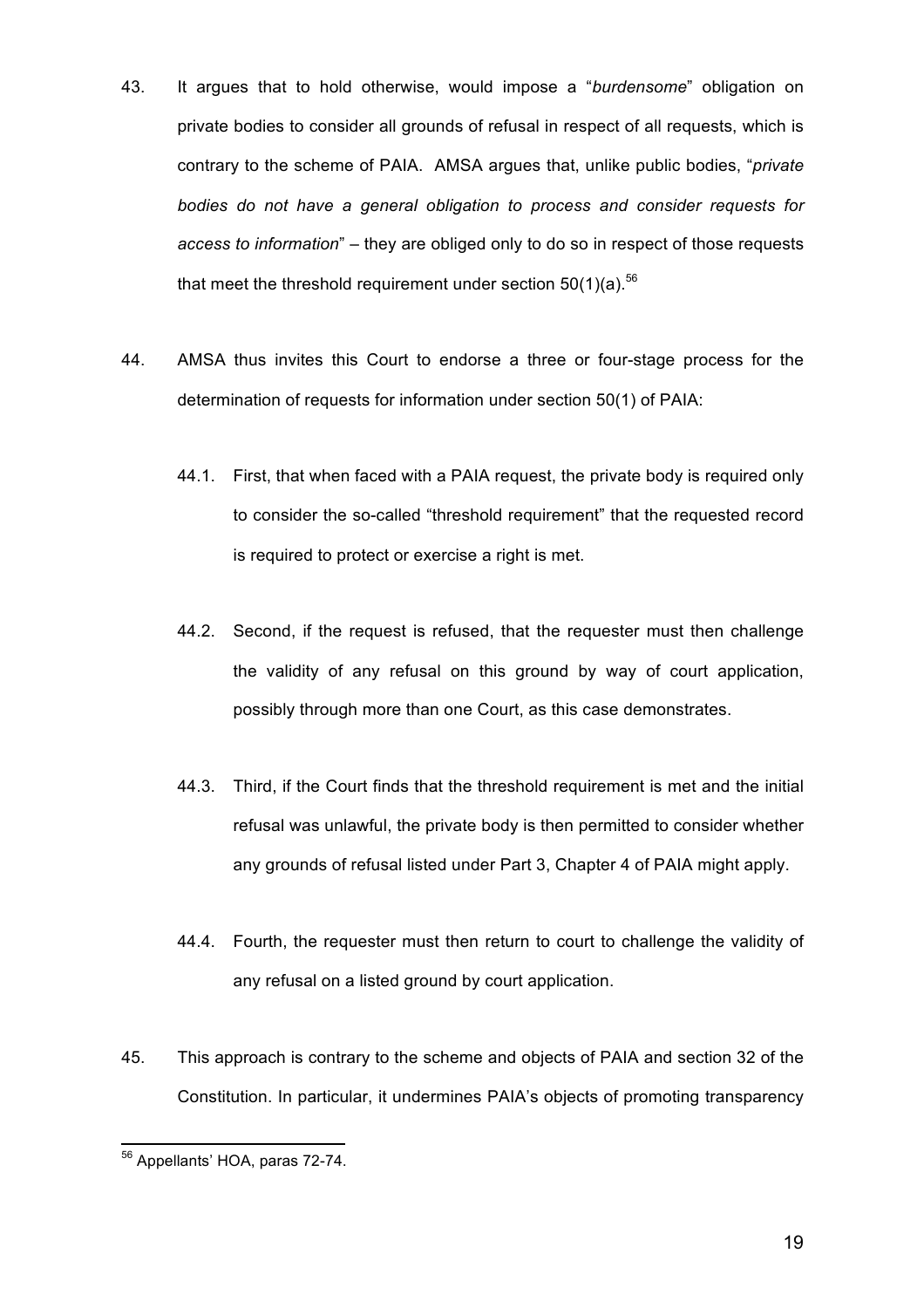43. It argues that to hold otherwise, would impose a "*burdensome*" obligation on private bodies to consider all grounds of refusal in respect of all requests, which is contrary to the scheme of PAIA. AMSA argues that, unlike public bodies, "*private bodies do not have a general obligation to process and consider requests for access to information*" – they are obliged only to do so in respect of those requests that meet the threshold requirement under section 50(1)(a).[56]

44. AMSA thus invites this Court to endorse a three or four-stage process for the determination of requests for information under section 50(1) of PAIA:

    44.1. First, that when faced with a PAIA request, the private body is required only to consider the so-called "threshold requirement" that the requested record is required to protect or exercise a right is met.

    44.2. Second, if the request is refused, that the requester must then challenge the validity of any refusal on this ground by way of court application, possibly through more than one Court, as this case demonstrates.

    44.3. Third, if the Court finds that the threshold requirement is met and the initial refusal was unlawful, the private body is then permitted to consider whether any grounds of refusal listed under Part 3, Chapter 4 of PAIA might apply.

    44.4. Fourth, the requester must then return to court to challenge the validity of any refusal on a listed ground by court application.

45. This approach is contrary to the scheme and objects of PAIA and section 32 of the Constitution. In particular, it undermines PAIA's objects of promoting transparency

---

[56] Appellants' HOA, paras 72-74.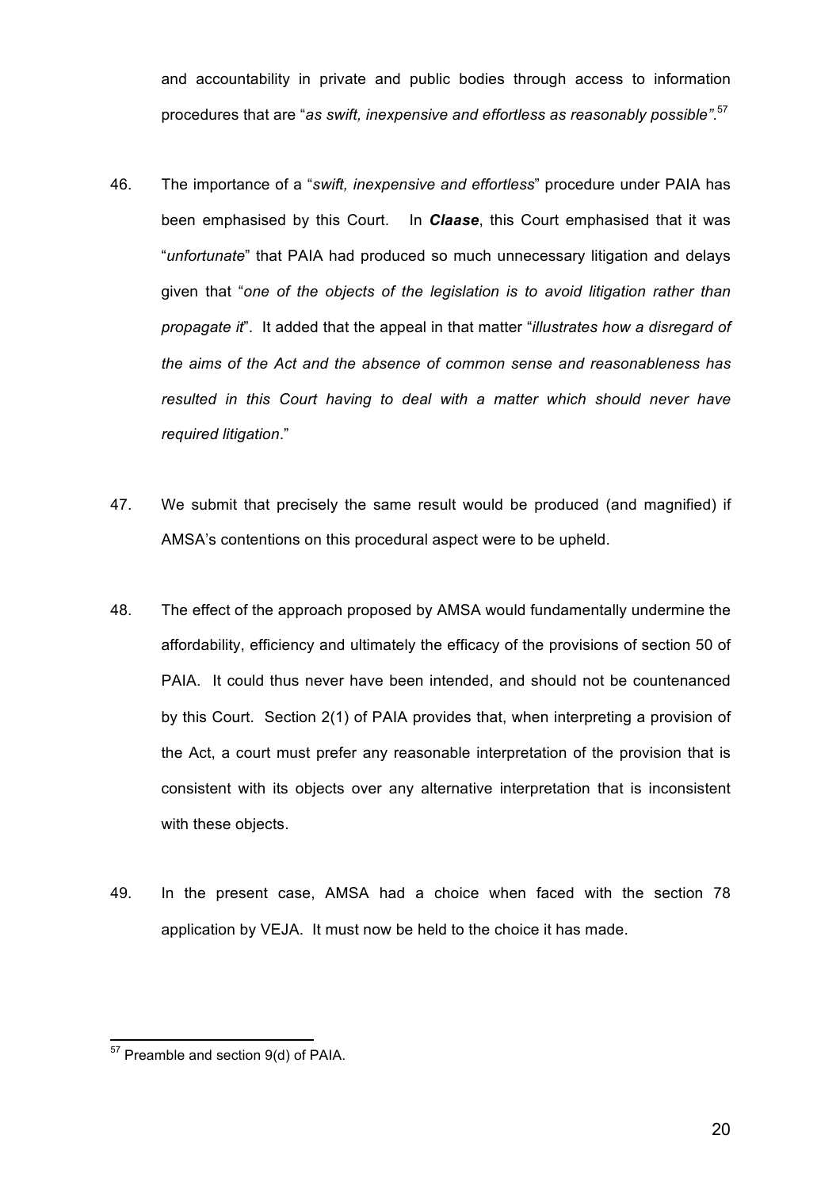and accountability in private and public bodies through access to information procedures that are "*as swift, inexpensive and effortless as reasonably possible"*.[57]

46. The importance of a "*swift, inexpensive and effortless*" procedure under PAIA has been emphasised by this Court. In ***Claase***, this Court emphasised that it was "*unfortunate*" that PAIA had produced so much unnecessary litigation and delays given that "*one of the objects of the legislation is to avoid litigation rather than propagate it*". It added that the appeal in that matter "*illustrates how a disregard of the aims of the Act and the absence of common sense and reasonableness has resulted in this Court having to deal with a matter which should never have required litigation*."

47. We submit that precisely the same result would be produced (and magnified) if AMSA's contentions on this procedural aspect were to be upheld.

48. The effect of the approach proposed by AMSA would fundamentally undermine the affordability, efficiency and ultimately the efficacy of the provisions of section 50 of PAIA. It could thus never have been intended, and should not be countenanced by this Court. Section 2(1) of PAIA provides that, when interpreting a provision of the Act, a court must prefer any reasonable interpretation of the provision that is consistent with its objects over any alternative interpretation that is inconsistent with these objects.

49. In the present case, AMSA had a choice when faced with the section 78 application by VEJA. It must now be held to the choice it has made.

---

[57] Preamble and section 9(d) of PAIA.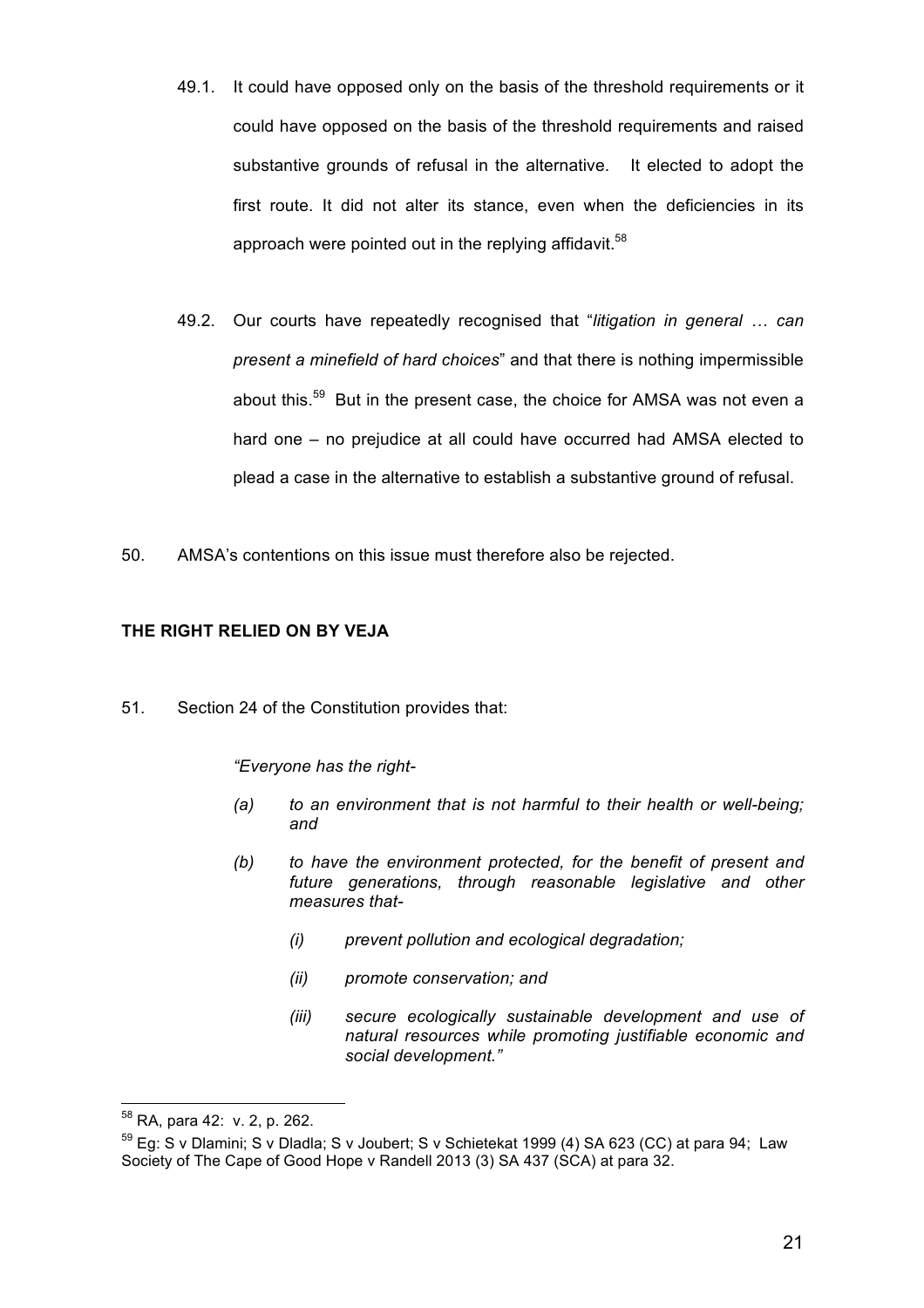49.1. It could have opposed only on the basis of the threshold requirements or it could have opposed on the basis of the threshold requirements and raised substantive grounds of refusal in the alternative. It elected to adopt the first route. It did not alter its stance, even when the deficiencies in its approach were pointed out in the replying affidavit.[58]

49.2. Our courts have repeatedly recognised that "*litigation in general … can present a minefield of hard choices*" and that there is nothing impermissible about this.[59] But in the present case, the choice for AMSA was not even a hard one – no prejudice at all could have occurred had AMSA elected to plead a case in the alternative to establish a substantive ground of refusal.

50. AMSA's contentions on this issue must therefore also be rejected.

**THE RIGHT RELIED ON BY VEJA**

51. Section 24 of the Constitution provides that:

> *"Everyone has the right-*
>
> *(a) to an environment that is not harmful to their health or well-being; and*
>
> *(b) to have the environment protected, for the benefit of present and future generations, through reasonable legislative and other measures that-*
>
> *(i) prevent pollution and ecological degradation;*
>
> *(ii) promote conservation; and*
>
> *(iii) secure ecologically sustainable development and use of natural resources while promoting justifiable economic and social development."*

---

[58] RA, para 42: v. 2, p. 262.

[59] Eg: S v Dlamini; S v Dladla; S v Joubert; S v Schietekat 1999 (4) SA 623 (CC) at para 94; Law Society of The Cape of Good Hope v Randell 2013 (3) SA 437 (SCA) at para 32.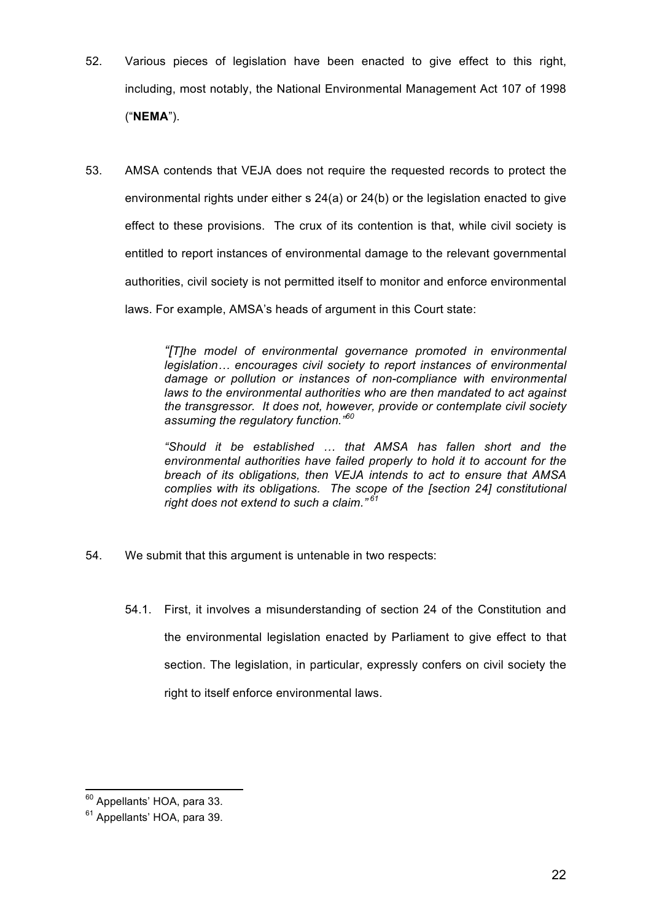52. Various pieces of legislation have been enacted to give effect to this right, including, most notably, the National Environmental Management Act 107 of 1998 ("**NEMA**").

53. AMSA contends that VEJA does not require the requested records to protect the environmental rights under either s 24(a) or 24(b) or the legislation enacted to give effect to these provisions. The crux of its contention is that, while civil society is entitled to report instances of environmental damage to the relevant governmental authorities, civil society is not permitted itself to monitor and enforce environmental laws. For example, AMSA's heads of argument in this Court state:

> *"[T]he model of environmental governance promoted in environmental legislation… encourages civil society to report instances of environmental damage or pollution or instances of non-compliance with environmental laws to the environmental authorities who are then mandated to act against the transgressor. It does not, however, provide or contemplate civil society assuming the regulatory function."*[60]
>
> *"Should it be established … that AMSA has fallen short and the environmental authorities have failed properly to hold it to account for the breach of its obligations, then VEJA intends to act to ensure that AMSA complies with its obligations. The scope of the [section 24] constitutional right does not extend to such a claim."*[61]

54. We submit that this argument is untenable in two respects:

    54.1. First, it involves a misunderstanding of section 24 of the Constitution and the environmental legislation enacted by Parliament to give effect to that section. The legislation, in particular, expressly confers on civil society the right to itself enforce environmental laws.

---

[60] Appellants' HOA, para 33.

[61] Appellants' HOA, para 39.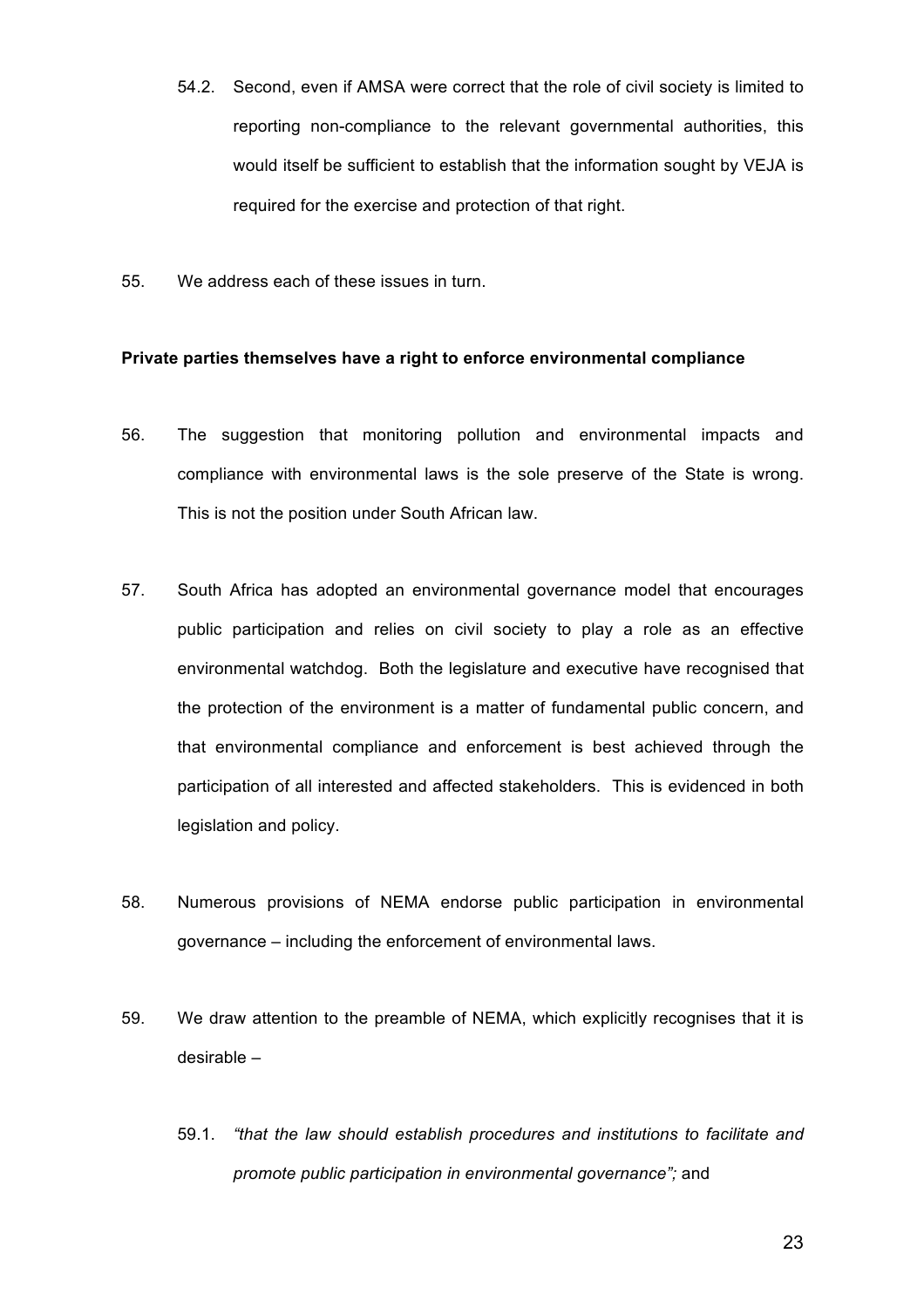54.2. Second, even if AMSA were correct that the role of civil society is limited to reporting non-compliance to the relevant governmental authorities, this would itself be sufficient to establish that the information sought by VEJA is required for the exercise and protection of that right.

55. We address each of these issues in turn.

**Private parties themselves have a right to enforce environmental compliance**

56. The suggestion that monitoring pollution and environmental impacts and compliance with environmental laws is the sole preserve of the State is wrong. This is not the position under South African law.

57. South Africa has adopted an environmental governance model that encourages public participation and relies on civil society to play a role as an effective environmental watchdog. Both the legislature and executive have recognised that the protection of the environment is a matter of fundamental public concern, and that environmental compliance and enforcement is best achieved through the participation of all interested and affected stakeholders. This is evidenced in both legislation and policy.

58. Numerous provisions of NEMA endorse public participation in environmental governance – including the enforcement of environmental laws.

59. We draw attention to the preamble of NEMA, which explicitly recognises that it is desirable –

59.1. *"that the law should establish procedures and institutions to facilitate and promote public participation in environmental governance";* and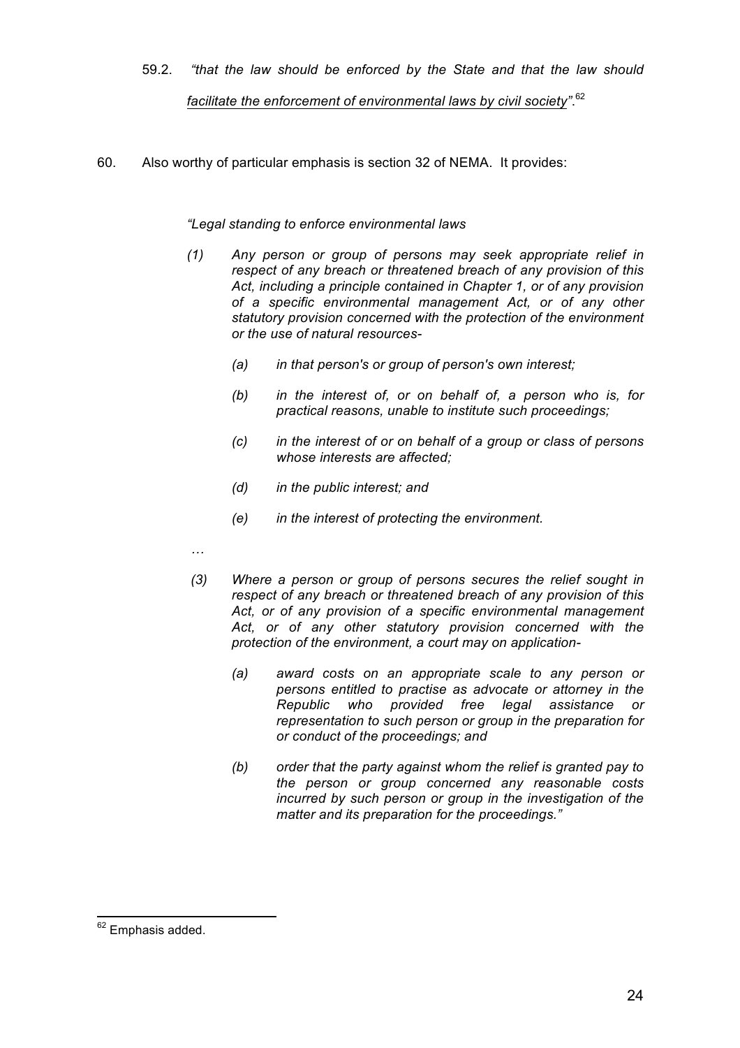59.2. *"that the law should be enforced by the State and that the law should <u>facilitate the enforcement of environmental laws by civil society</u>"*.[62]

60. Also worthy of particular emphasis is section 32 of NEMA. It provides:

> *"Legal standing to enforce environmental laws*
>
> *(1) Any person or group of persons may seek appropriate relief in respect of any breach or threatened breach of any provision of this Act, including a principle contained in Chapter 1, or of any provision of a specific environmental management Act, or of any other statutory provision concerned with the protection of the environment or the use of natural resources-*
>
> > *(a) in that person's or group of person's own interest;*
> >
> > *(b) in the interest of, or on behalf of, a person who is, for practical reasons, unable to institute such proceedings;*
> >
> > *(c) in the interest of or on behalf of a group or class of persons whose interests are affected;*
> >
> > *(d) in the public interest; and*
> >
> > *(e) in the interest of protecting the environment.*
>
> *…*
>
> *(3) Where a person or group of persons secures the relief sought in respect of any breach or threatened breach of any provision of this Act, or of any provision of a specific environmental management Act, or of any other statutory provision concerned with the protection of the environment, a court may on application-*
>
> > *(a) award costs on an appropriate scale to any person or persons entitled to practise as advocate or attorney in the Republic who provided free legal assistance or representation to such person or group in the preparation for or conduct of the proceedings; and*
> >
> > *(b) order that the party against whom the relief is granted pay to the person or group concerned any reasonable costs incurred by such person or group in the investigation of the matter and its preparation for the proceedings."*

---

[62] Emphasis added.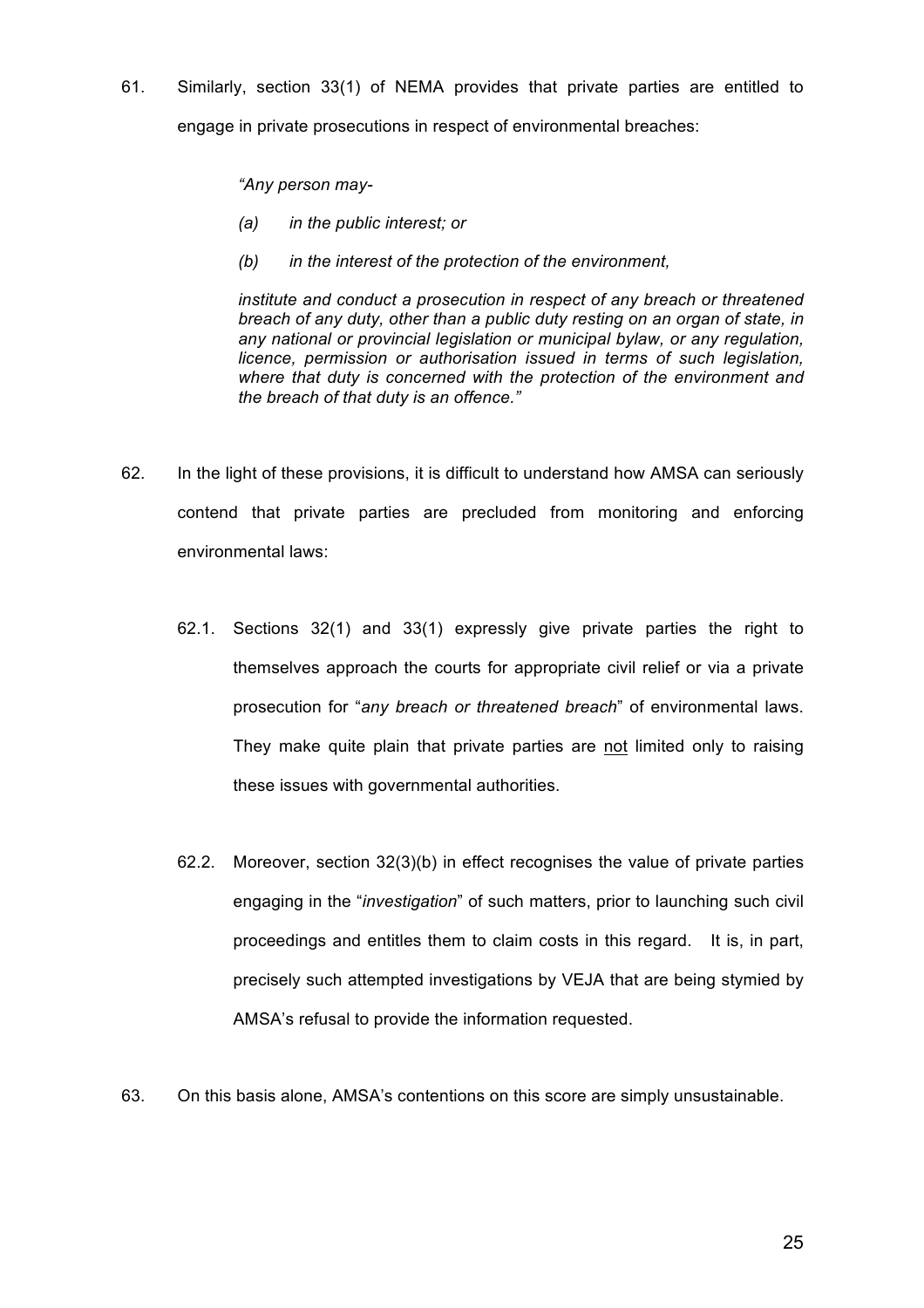61. Similarly, section 33(1) of NEMA provides that private parties are entitled to engage in private prosecutions in respect of environmental breaches:

> *"Any person may-*
>
> *(a) in the public interest; or*
>
> *(b) in the interest of the protection of the environment,*
>
> *institute and conduct a prosecution in respect of any breach or threatened breach of any duty, other than a public duty resting on an organ of state, in any national or provincial legislation or municipal bylaw, or any regulation, licence, permission or authorisation issued in terms of such legislation, where that duty is concerned with the protection of the environment and the breach of that duty is an offence."*

62. In the light of these provisions, it is difficult to understand how AMSA can seriously contend that private parties are precluded from monitoring and enforcing environmental laws:

    62.1. Sections 32(1) and 33(1) expressly give private parties the right to themselves approach the courts for appropriate civil relief or via a private prosecution for "*any breach or threatened breach*" of environmental laws. They make quite plain that private parties are <u>not</u> limited only to raising these issues with governmental authorities.

    62.2. Moreover, section 32(3)(b) in effect recognises the value of private parties engaging in the "*investigation*" of such matters, prior to launching such civil proceedings and entitles them to claim costs in this regard. It is, in part, precisely such attempted investigations by VEJA that are being stymied by AMSA's refusal to provide the information requested.

63. On this basis alone, AMSA's contentions on this score are simply unsustainable.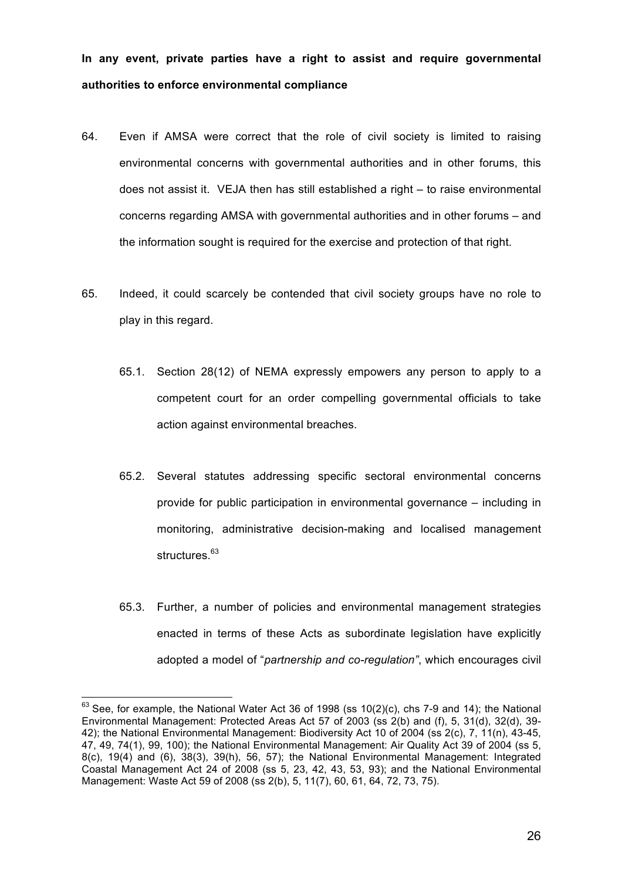**In any event, private parties have a right to assist and require governmental authorities to enforce environmental compliance**

64. Even if AMSA were correct that the role of civil society is limited to raising environmental concerns with governmental authorities and in other forums, this does not assist it. VEJA then has still established a right – to raise environmental concerns regarding AMSA with governmental authorities and in other forums – and the information sought is required for the exercise and protection of that right.

65. Indeed, it could scarcely be contended that civil society groups have no role to play in this regard.

    65.1. Section 28(12) of NEMA expressly empowers any person to apply to a competent court for an order compelling governmental officials to take action against environmental breaches.

    65.2. Several statutes addressing specific sectoral environmental concerns provide for public participation in environmental governance – including in monitoring, administrative decision-making and localised management structures.[63]

    65.3. Further, a number of policies and environmental management strategies enacted in terms of these Acts as subordinate legislation have explicitly adopted a model of "*partnership and co-regulation"*, which encourages civil

---

[63] See, for example, the National Water Act 36 of 1998 (ss 10(2)(c), chs 7-9 and 14); the National Environmental Management: Protected Areas Act 57 of 2003 (ss 2(b) and (f), 5, 31(d), 32(d), 39-42); the National Environmental Management: Biodiversity Act 10 of 2004 (ss 2(c), 7, 11(n), 43-45, 47, 49, 74(1), 99, 100); the National Environmental Management: Air Quality Act 39 of 2004 (ss 5, 8(c), 19(4) and (6), 38(3), 39(h), 56, 57); the National Environmental Management: Integrated Coastal Management Act 24 of 2008 (ss 5, 23, 42, 43, 53, 93); and the National Environmental Management: Waste Act 59 of 2008 (ss 2(b), 5, 11(7), 60, 61, 64, 72, 73, 75).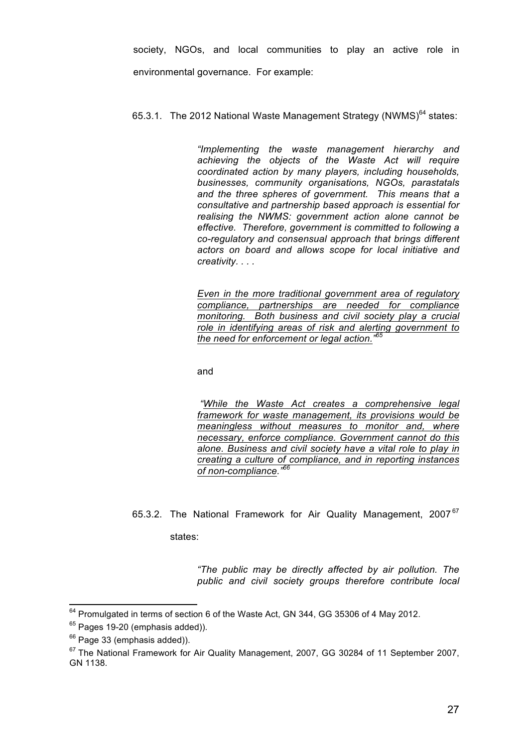society, NGOs, and local communities to play an active role in environmental governance. For example:

65.3.1. The 2012 National Waste Management Strategy (NWMS)[64] states:

> *"Implementing the waste management hierarchy and achieving the objects of the Waste Act will require coordinated action by many players, including households, businesses, community organisations, NGOs, parastatals and the three spheres of government. This means that a consultative and partnership based approach is essential for realising the NWMS: government action alone cannot be effective. Therefore, government is committed to following a co-regulatory and consensual approach that brings different actors on board and allows scope for local initiative and creativity. . . .*
>
> <u>*Even in the more traditional government area of regulatory compliance, partnerships are needed for compliance monitoring. Both business and civil society play a crucial role in identifying areas of risk and alerting government to the need for enforcement or legal action."*</u>[65]

and

> *"<u>While the Waste Act creates a comprehensive legal framework for waste management, its provisions would be meaningless without measures to monitor and, where necessary, enforce compliance. Government cannot do this alone. Business and civil society have a vital role to play in creating a culture of compliance, and in reporting instances of non-compliance.</u>"*[66]

65.3.2. The National Framework for Air Quality Management, 2007[67] states:

> *"The public may be directly affected by air pollution. The public and civil society groups therefore contribute local*

---

[64] Promulgated in terms of section 6 of the Waste Act, GN 344, GG 35306 of 4 May 2012.

[65] Pages 19-20 (emphasis added)).

[66] Page 33 (emphasis added)).

[67] The National Framework for Air Quality Management, 2007, GG 30284 of 11 September 2007, GN 1138.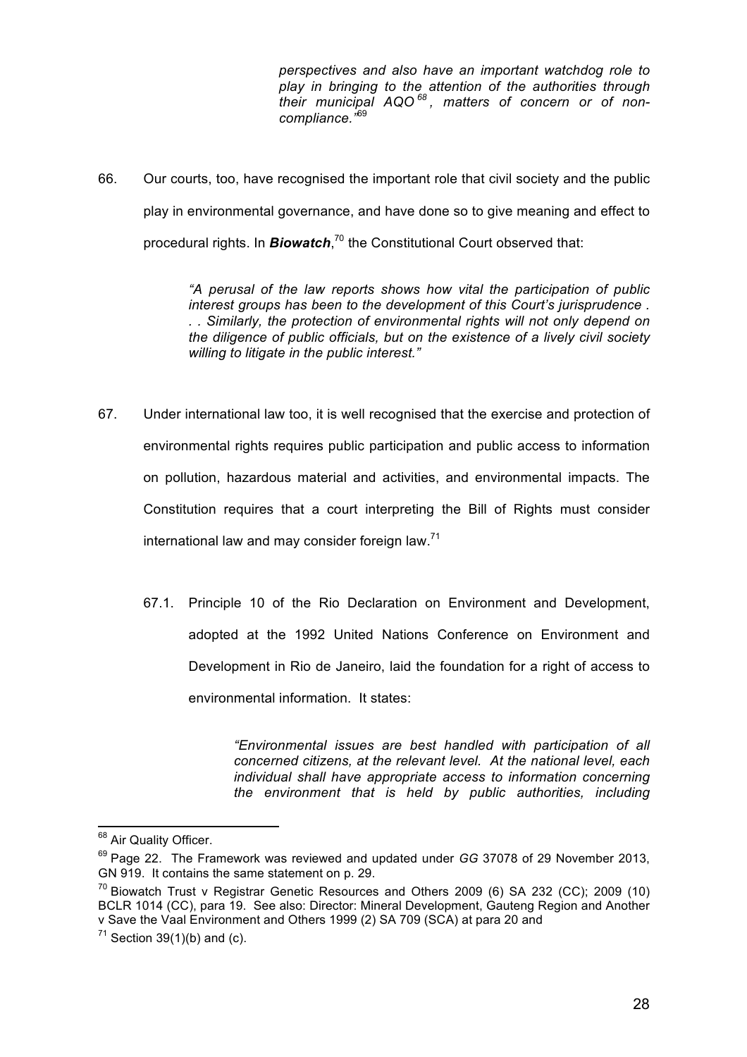> *perspectives and also have an important watchdog role to play in bringing to the attention of the authorities through their municipal AQO[68], matters of concern or of non-compliance."*[69]

66. Our courts, too, have recognised the important role that civil society and the public play in environmental governance, and have done so to give meaning and effect to procedural rights. In ***Biowatch***,[70] the Constitutional Court observed that:

> *"A perusal of the law reports shows how vital the participation of public interest groups has been to the development of this Court's jurisprudence . . . Similarly, the protection of environmental rights will not only depend on the diligence of public officials, but on the existence of a lively civil society willing to litigate in the public interest."*

67. Under international law too, it is well recognised that the exercise and protection of environmental rights requires public participation and public access to information on pollution, hazardous material and activities, and environmental impacts. The Constitution requires that a court interpreting the Bill of Rights must consider international law and may consider foreign law.[71]

    67.1. Principle 10 of the Rio Declaration on Environment and Development, adopted at the 1992 United Nations Conference on Environment and Development in Rio de Janeiro, laid the foundation for a right of access to environmental information. It states:

    > *"Environmental issues are best handled with participation of all concerned citizens, at the relevant level. At the national level, each individual shall have appropriate access to information concerning the environment that is held by public authorities, including*

---

[68] Air Quality Officer.

[69] Page 22. The Framework was reviewed and updated under *GG* 37078 of 29 November 2013, GN 919. It contains the same statement on p. 29.

[70] Biowatch Trust v Registrar Genetic Resources and Others 2009 (6) SA 232 (CC); 2009 (10) BCLR 1014 (CC), para 19. See also: Director: Mineral Development, Gauteng Region and Another v Save the Vaal Environment and Others 1999 (2) SA 709 (SCA) at para 20 and

[71] Section 39(1)(b) and (c).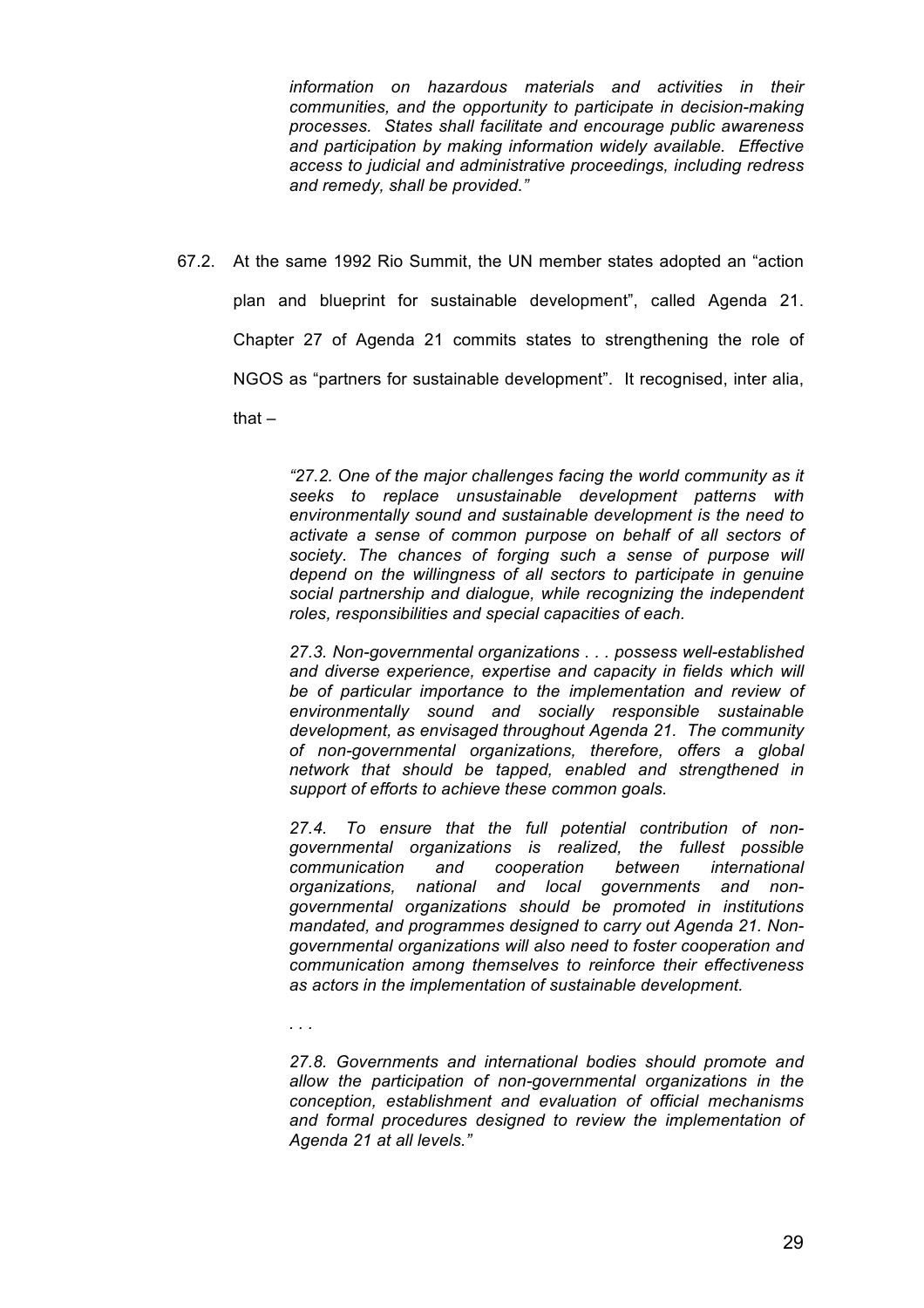*information on hazardous materials and activities in their communities, and the opportunity to participate in decision-making processes. States shall facilitate and encourage public awareness and participation by making information widely available. Effective access to judicial and administrative proceedings, including redress and remedy, shall be provided."*

67.2. At the same 1992 Rio Summit, the UN member states adopted an "action plan and blueprint for sustainable development", called Agenda 21. Chapter 27 of Agenda 21 commits states to strengthening the role of NGOS as "partners for sustainable development". It recognised, inter alia, that –

> *"27.2. One of the major challenges facing the world community as it seeks to replace unsustainable development patterns with environmentally sound and sustainable development is the need to activate a sense of common purpose on behalf of all sectors of society. The chances of forging such a sense of purpose will depend on the willingness of all sectors to participate in genuine social partnership and dialogue, while recognizing the independent roles, responsibilities and special capacities of each.*
>
> *27.3. Non-governmental organizations . . . possess well-established and diverse experience, expertise and capacity in fields which will be of particular importance to the implementation and review of environmentally sound and socially responsible sustainable development, as envisaged throughout Agenda 21. The community of non-governmental organizations, therefore, offers a global network that should be tapped, enabled and strengthened in support of efforts to achieve these common goals.*
>
> *27.4. To ensure that the full potential contribution of non-governmental organizations is realized, the fullest possible communication and cooperation between international organizations, national and local governments and non-governmental organizations should be promoted in institutions mandated, and programmes designed to carry out Agenda 21. Non-governmental organizations will also need to foster cooperation and communication among themselves to reinforce their effectiveness as actors in the implementation of sustainable development.*
>
> *. . .*
>
> *27.8. Governments and international bodies should promote and allow the participation of non-governmental organizations in the conception, establishment and evaluation of official mechanisms and formal procedures designed to review the implementation of Agenda 21 at all levels."*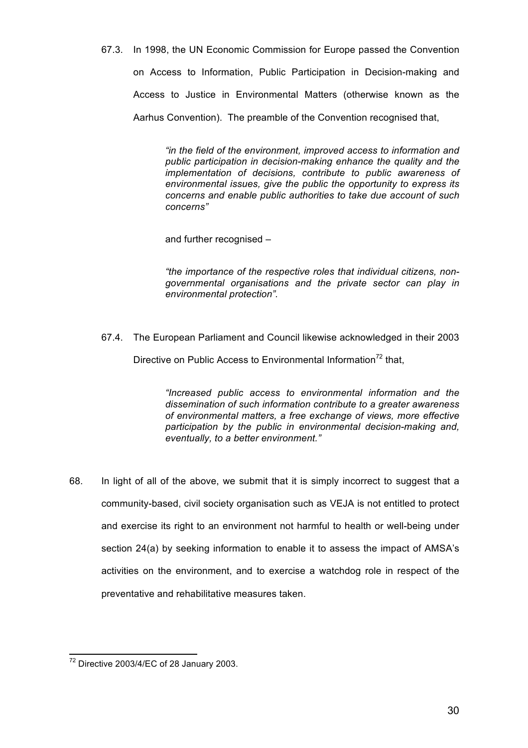67.3. In 1998, the UN Economic Commission for Europe passed the Convention on Access to Information, Public Participation in Decision-making and Access to Justice in Environmental Matters (otherwise known as the Aarhus Convention). The preamble of the Convention recognised that,

> *"in the field of the environment, improved access to information and public participation in decision-making enhance the quality and the implementation of decisions, contribute to public awareness of environmental issues, give the public the opportunity to express its concerns and enable public authorities to take due account of such concerns"*
>
> and further recognised –
>
> *"the importance of the respective roles that individual citizens, non-governmental organisations and the private sector can play in environmental protection".*

67.4. The European Parliament and Council likewise acknowledged in their 2003 Directive on Public Access to Environmental Information[72] that,

> *"Increased public access to environmental information and the dissemination of such information contribute to a greater awareness of environmental matters, a free exchange of views, more effective participation by the public in environmental decision-making and, eventually, to a better environment."*

68. In light of all of the above, we submit that it is simply incorrect to suggest that a community-based, civil society organisation such as VEJA is not entitled to protect and exercise its right to an environment not harmful to health or well-being under section 24(a) by seeking information to enable it to assess the impact of AMSA's activities on the environment, and to exercise a watchdog role in respect of the preventative and rehabilitative measures taken.

---

[72] Directive 2003/4/EC of 28 January 2003.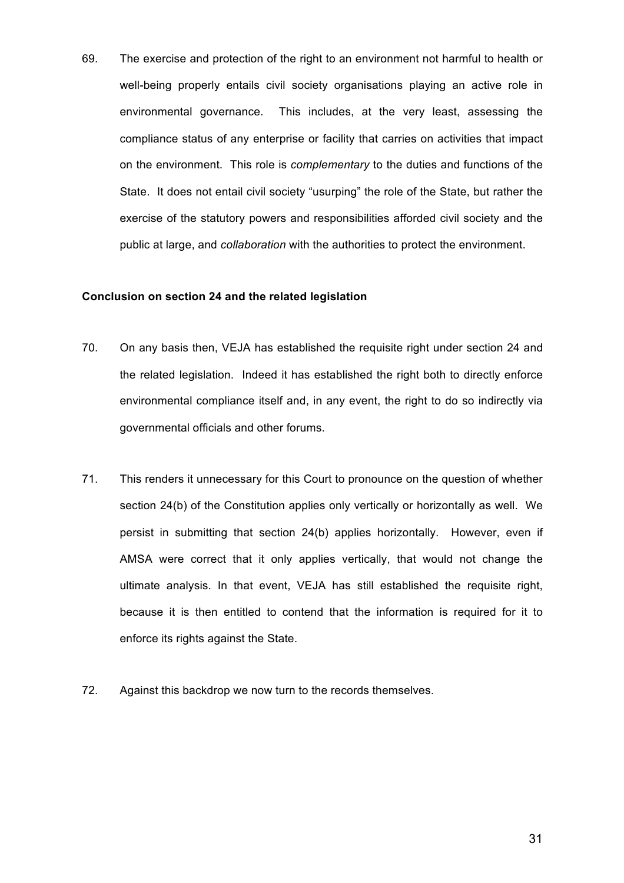69. The exercise and protection of the right to an environment not harmful to health or well-being properly entails civil society organisations playing an active role in environmental governance. This includes, at the very least, assessing the compliance status of any enterprise or facility that carries on activities that impact on the environment. This role is *complementary* to the duties and functions of the State. It does not entail civil society "usurping" the role of the State, but rather the exercise of the statutory powers and responsibilities afforded civil society and the public at large, and *collaboration* with the authorities to protect the environment.

**Conclusion on section 24 and the related legislation**

70. On any basis then, VEJA has established the requisite right under section 24 and the related legislation. Indeed it has established the right both to directly enforce environmental compliance itself and, in any event, the right to do so indirectly via governmental officials and other forums.

71. This renders it unnecessary for this Court to pronounce on the question of whether section 24(b) of the Constitution applies only vertically or horizontally as well. We persist in submitting that section 24(b) applies horizontally. However, even if AMSA were correct that it only applies vertically, that would not change the ultimate analysis. In that event, VEJA has still established the requisite right, because it is then entitled to contend that the information is required for it to enforce its rights against the State.

72. Against this backdrop we now turn to the records themselves.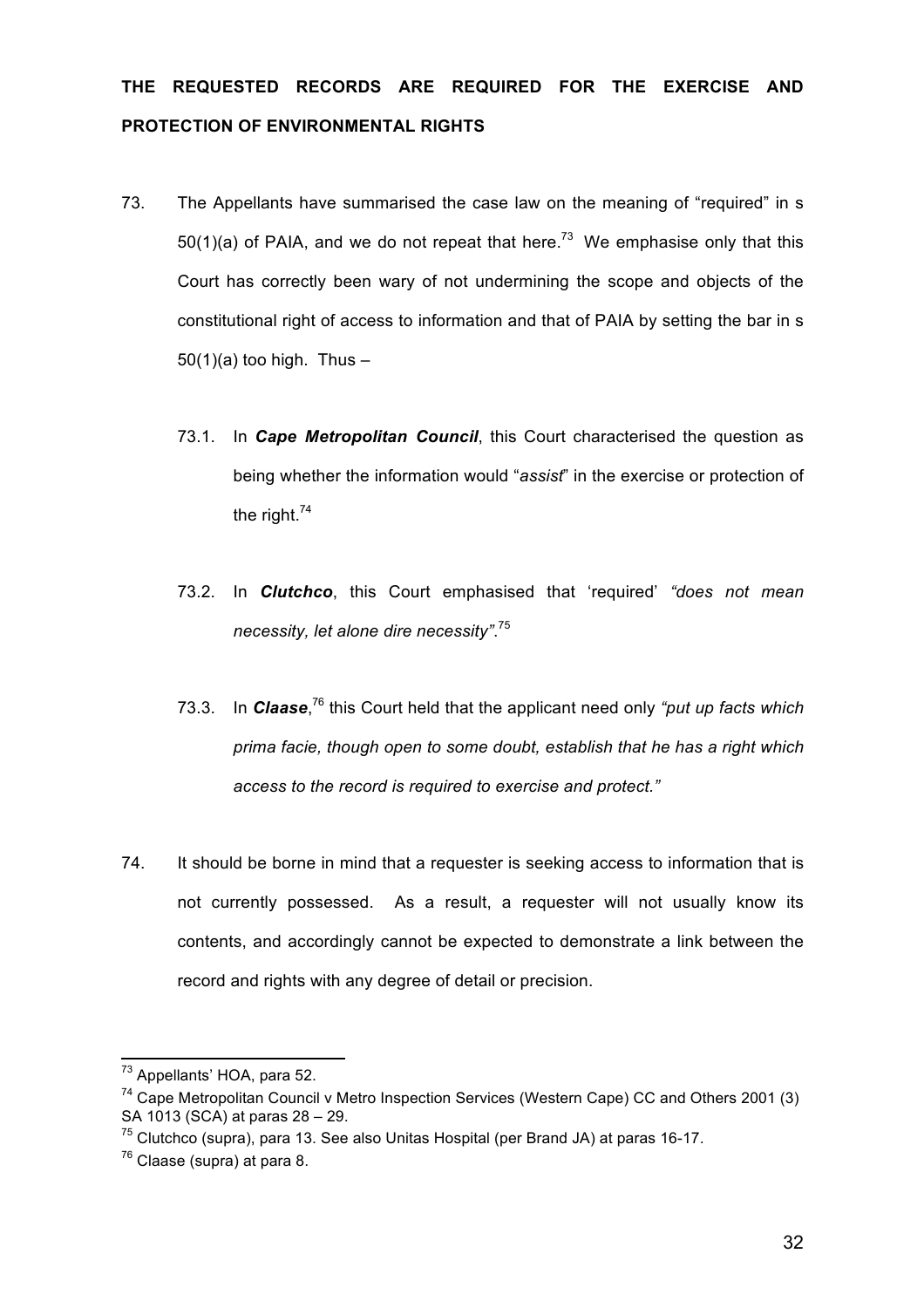**THE REQUESTED RECORDS ARE REQUIRED FOR THE EXERCISE AND PROTECTION OF ENVIRONMENTAL RIGHTS**

73. The Appellants have summarised the case law on the meaning of "required" in s 50(1)(a) of PAIA, and we do not repeat that here.[73] We emphasise only that this Court has correctly been wary of not undermining the scope and objects of the constitutional right of access to information and that of PAIA by setting the bar in s 50(1)(a) too high. Thus –

    73.1. In ***Cape Metropolitan Council***, this Court characterised the question as being whether the information would "*assist*" in the exercise or protection of the right.[74]

    73.2. In ***Clutchco***, this Court emphasised that 'required' *"does not mean necessity, let alone dire necessity"*.[75]

    73.3. In ***Claase***,[76] this Court held that the applicant need only *"put up facts which prima facie, though open to some doubt, establish that he has a right which access to the record is required to exercise and protect."*

74. It should be borne in mind that a requester is seeking access to information that is not currently possessed. As a result, a requester will not usually know its contents, and accordingly cannot be expected to demonstrate a link between the record and rights with any degree of detail or precision.

---

[73] Appellants' HOA, para 52.

[74] Cape Metropolitan Council v Metro Inspection Services (Western Cape) CC and Others 2001 (3) SA 1013 (SCA) at paras 28 – 29.

[75] Clutchco (supra), para 13. See also Unitas Hospital (per Brand JA) at paras 16-17.

[76] Claase (supra) at para 8.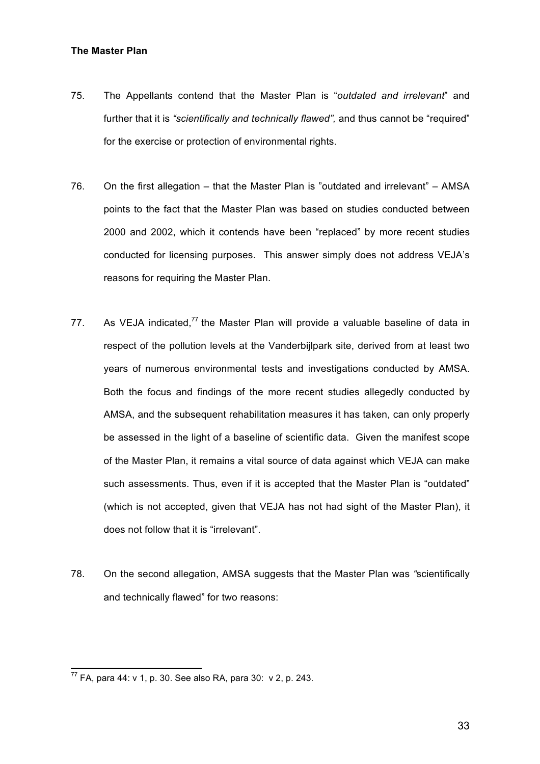**The Master Plan**

75. The Appellants contend that the Master Plan is "*outdated and irrelevant*" and further that it is *"scientifically and technically flawed",* and thus cannot be "required" for the exercise or protection of environmental rights.

76. On the first allegation – that the Master Plan is "outdated and irrelevant" – AMSA points to the fact that the Master Plan was based on studies conducted between 2000 and 2002, which it contends have been "replaced" by more recent studies conducted for licensing purposes. This answer simply does not address VEJA's reasons for requiring the Master Plan.

77. As VEJA indicated,[77] the Master Plan will provide a valuable baseline of data in respect of the pollution levels at the Vanderbijlpark site, derived from at least two years of numerous environmental tests and investigations conducted by AMSA. Both the focus and findings of the more recent studies allegedly conducted by AMSA, and the subsequent rehabilitation measures it has taken, can only properly be assessed in the light of a baseline of scientific data. Given the manifest scope of the Master Plan, it remains a vital source of data against which VEJA can make such assessments. Thus, even if it is accepted that the Master Plan is "outdated" (which is not accepted, given that VEJA has not had sight of the Master Plan), it does not follow that it is "irrelevant".

78. On the second allegation, AMSA suggests that the Master Plan was "scientifically and technically flawed" for two reasons:

---

[77] FA, para 44: v 1, p. 30. See also RA, para 30: v 2, p. 243.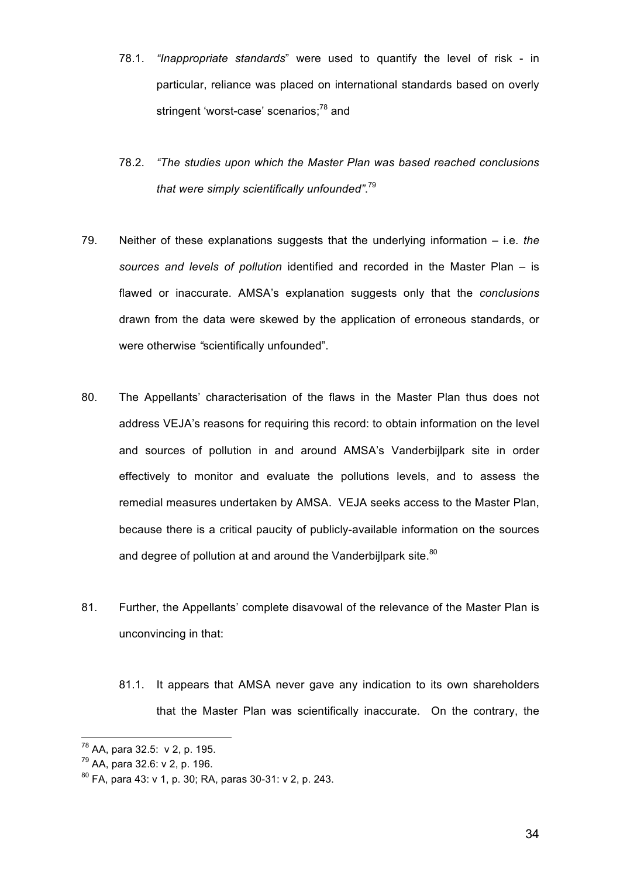78.1. *"Inappropriate standards*" were used to quantify the level of risk - in particular, reliance was placed on international standards based on overly stringent 'worst-case' scenarios;[78] and

78.2. *"The studies upon which the Master Plan was based reached conclusions that were simply scientifically unfounded"*.[79]

79. Neither of these explanations suggests that the underlying information – i.e. *the sources and levels of pollution* identified and recorded in the Master Plan – is flawed or inaccurate. AMSA's explanation suggests only that the *conclusions* drawn from the data were skewed by the application of erroneous standards, or were otherwise *"*scientifically unfounded".

80. The Appellants' characterisation of the flaws in the Master Plan thus does not address VEJA's reasons for requiring this record: to obtain information on the level and sources of pollution in and around AMSA's Vanderbijlpark site in order effectively to monitor and evaluate the pollutions levels, and to assess the remedial measures undertaken by AMSA. VEJA seeks access to the Master Plan, because there is a critical paucity of publicly-available information on the sources and degree of pollution at and around the Vanderbijlpark site.[80]

81. Further, the Appellants' complete disavowal of the relevance of the Master Plan is unconvincing in that:

81.1. It appears that AMSA never gave any indication to its own shareholders that the Master Plan was scientifically inaccurate. On the contrary, the

[78] AA, para 32.5: v 2, p. 195.
[79] AA, para 32.6: v 2, p. 196.
[80] FA, para 43: v 1, p. 30; RA, paras 30-31: v 2, p. 243.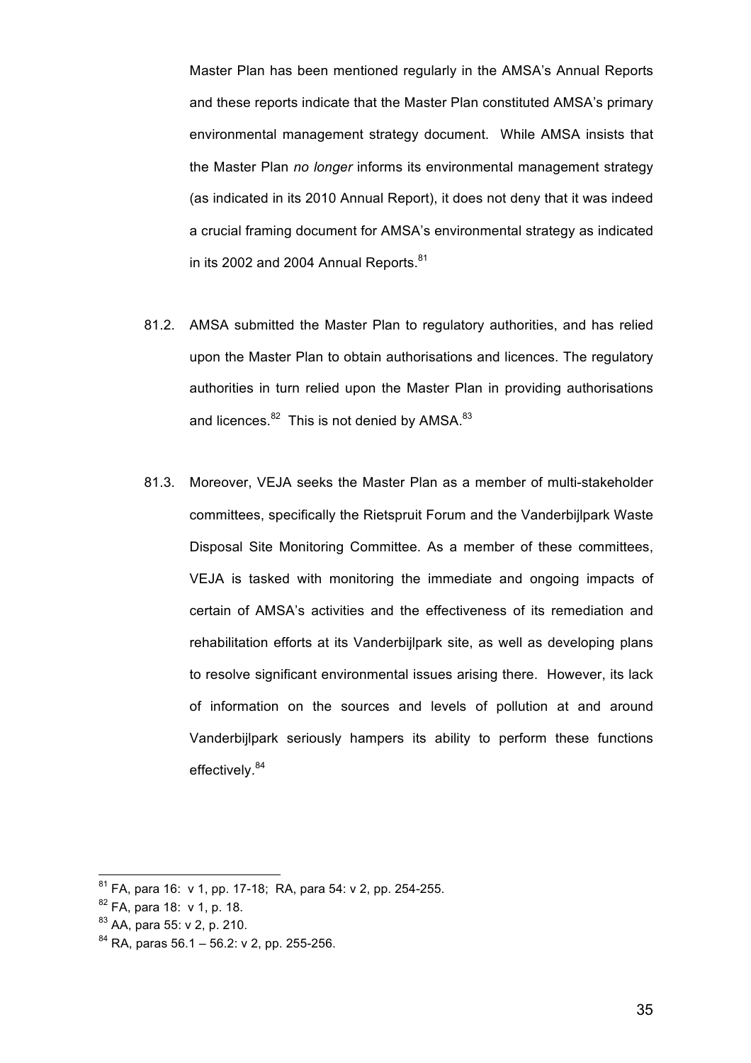Master Plan has been mentioned regularly in the AMSA's Annual Reports and these reports indicate that the Master Plan constituted AMSA's primary environmental management strategy document. While AMSA insists that the Master Plan *no longer* informs its environmental management strategy (as indicated in its 2010 Annual Report), it does not deny that it was indeed a crucial framing document for AMSA's environmental strategy as indicated in its 2002 and 2004 Annual Reports.[81]

81.2. AMSA submitted the Master Plan to regulatory authorities, and has relied upon the Master Plan to obtain authorisations and licences. The regulatory authorities in turn relied upon the Master Plan in providing authorisations and licences.[82] This is not denied by AMSA.[83]

81.3. Moreover, VEJA seeks the Master Plan as a member of multi-stakeholder committees, specifically the Rietspruit Forum and the Vanderbijlpark Waste Disposal Site Monitoring Committee. As a member of these committees, VEJA is tasked with monitoring the immediate and ongoing impacts of certain of AMSA's activities and the effectiveness of its remediation and rehabilitation efforts at its Vanderbijlpark site, as well as developing plans to resolve significant environmental issues arising there. However, its lack of information on the sources and levels of pollution at and around Vanderbijlpark seriously hampers its ability to perform these functions effectively.[84]

---

[81] FA, para 16: v 1, pp. 17-18; RA, para 54: v 2, pp. 254-255.

[82] FA, para 18: v 1, p. 18.

[83] AA, para 55: v 2, p. 210.

[84] RA, paras 56.1 – 56.2: v 2, pp. 255-256.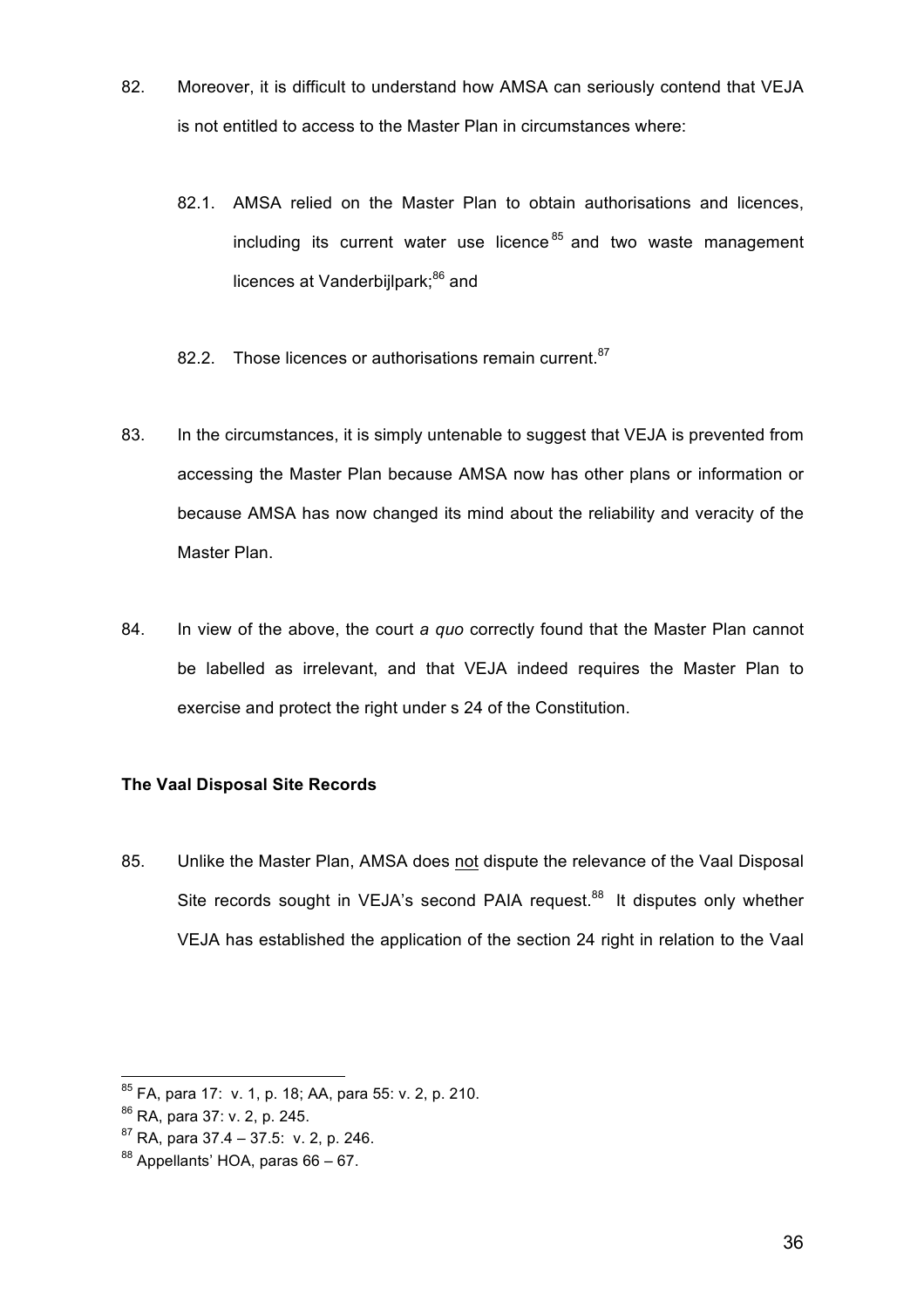82. Moreover, it is difficult to understand how AMSA can seriously contend that VEJA is not entitled to access to the Master Plan in circumstances where:

    82.1. AMSA relied on the Master Plan to obtain authorisations and licences, including its current water use licence[85] and two waste management licences at Vanderbijlpark;[86] and

    82.2. Those licences or authorisations remain current.[87]

83. In the circumstances, it is simply untenable to suggest that VEJA is prevented from accessing the Master Plan because AMSA now has other plans or information or because AMSA has now changed its mind about the reliability and veracity of the Master Plan.

84. In view of the above, the court *a quo* correctly found that the Master Plan cannot be labelled as irrelevant, and that VEJA indeed requires the Master Plan to exercise and protect the right under s 24 of the Constitution.

**The Vaal Disposal Site Records**

85. Unlike the Master Plan, AMSA does <u>not</u> dispute the relevance of the Vaal Disposal Site records sought in VEJA's second PAIA request.[88] It disputes only whether VEJA has established the application of the section 24 right in relation to the Vaal

---

[85] FA, para 17: v. 1, p. 18; AA, para 55: v. 2, p. 210.

[86] RA, para 37: v. 2, p. 245.

[87] RA, para 37.4 – 37.5: v. 2, p. 246.

[88] Appellants' HOA, paras 66 – 67.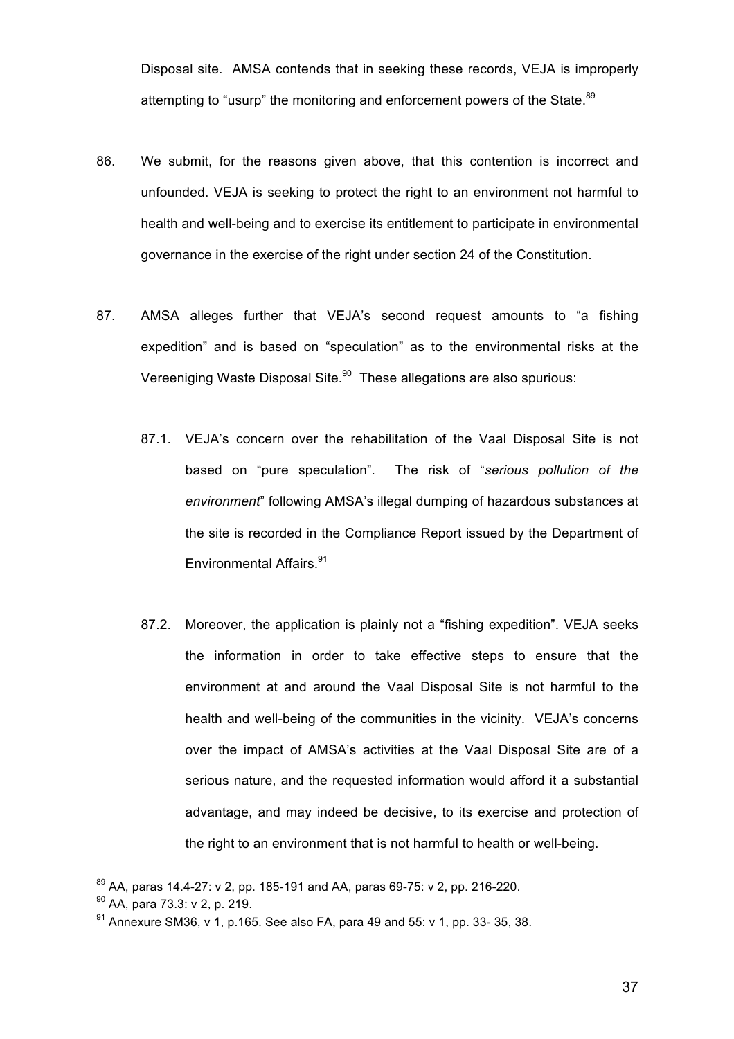Disposal site. AMSA contends that in seeking these records, VEJA is improperly attempting to "usurp" the monitoring and enforcement powers of the State.[89]

86. We submit, for the reasons given above, that this contention is incorrect and unfounded. VEJA is seeking to protect the right to an environment not harmful to health and well-being and to exercise its entitlement to participate in environmental governance in the exercise of the right under section 24 of the Constitution.

87. AMSA alleges further that VEJA's second request amounts to "a fishing expedition" and is based on "speculation" as to the environmental risks at the Vereeniging Waste Disposal Site.[90] These allegations are also spurious:

    87.1. VEJA's concern over the rehabilitation of the Vaal Disposal Site is not based on "pure speculation". The risk of "*serious pollution of the environment*" following AMSA's illegal dumping of hazardous substances at the site is recorded in the Compliance Report issued by the Department of Environmental Affairs.[91]

    87.2. Moreover, the application is plainly not a "fishing expedition". VEJA seeks the information in order to take effective steps to ensure that the environment at and around the Vaal Disposal Site is not harmful to the health and well-being of the communities in the vicinity. VEJA's concerns over the impact of AMSA's activities at the Vaal Disposal Site are of a serious nature, and the requested information would afford it a substantial advantage, and may indeed be decisive, to its exercise and protection of the right to an environment that is not harmful to health or well-being.

---

[89] AA, paras 14.4-27: v 2, pp. 185-191 and AA, paras 69-75: v 2, pp. 216-220.

[90] AA, para 73.3: v 2, p. 219.

[91] Annexure SM36, v 1, p.165. See also FA, para 49 and 55: v 1, pp. 33- 35, 38.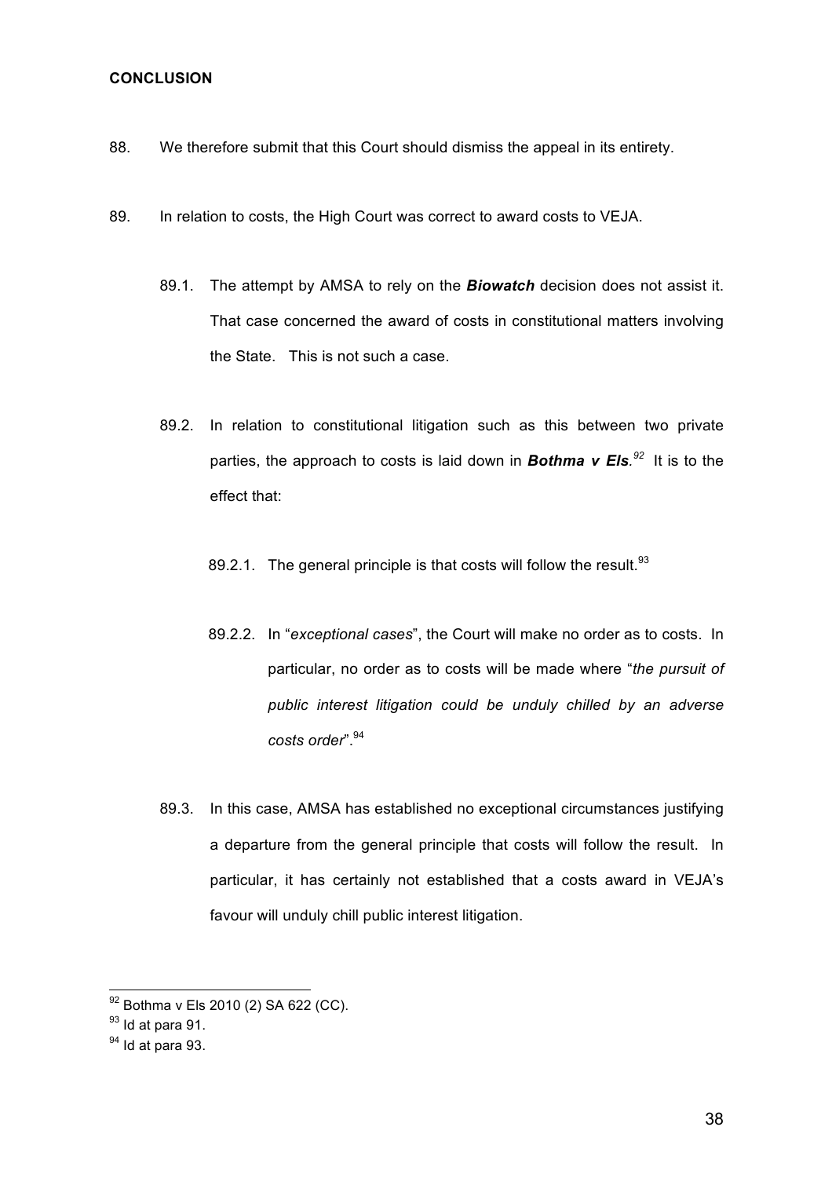**CONCLUSION**

88. We therefore submit that this Court should dismiss the appeal in its entirety.

89. In relation to costs, the High Court was correct to award costs to VEJA.

    89.1. The attempt by AMSA to rely on the ***Biowatch*** decision does not assist it. That case concerned the award of costs in constitutional matters involving the State. This is not such a case.

    89.2. In relation to constitutional litigation such as this between two private parties, the approach to costs is laid down in ***Bothma v Els***.[92] It is to the effect that:

        89.2.1. The general principle is that costs will follow the result.[93]

        89.2.2. In "*exceptional cases*", the Court will make no order as to costs. In particular, no order as to costs will be made where "*the pursuit of public interest litigation could be unduly chilled by an adverse costs order*".[94]

    89.3. In this case, AMSA has established no exceptional circumstances justifying a departure from the general principle that costs will follow the result. In particular, it has certainly not established that a costs award in VEJA's favour will unduly chill public interest litigation.

---

[92] Bothma v Els 2010 (2) SA 622 (CC).

[93] Id at para 91.

[94] Id at para 93.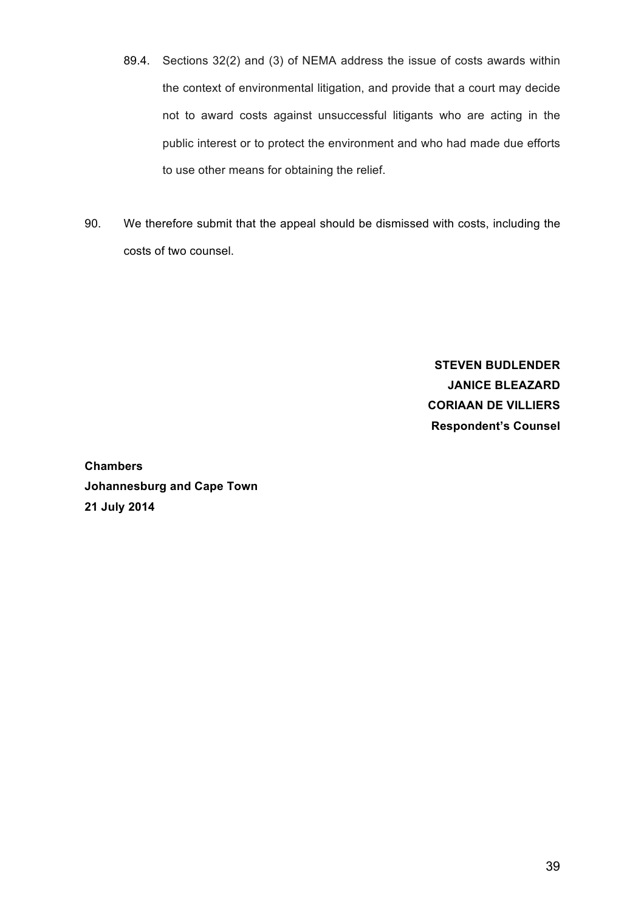89.4. Sections 32(2) and (3) of NEMA address the issue of costs awards within the context of environmental litigation, and provide that a court may decide not to award costs against unsuccessful litigants who are acting in the public interest or to protect the environment and who had made due efforts to use other means for obtaining the relief.

90. We therefore submit that the appeal should be dismissed with costs, including the costs of two counsel.

**STEVEN BUDLENDER**
**JANICE BLEAZARD**
**CORIAAN DE VILLIERS**
**Respondent's Counsel**

**Chambers**
**Johannesburg and Cape Town**
**21 July 2014**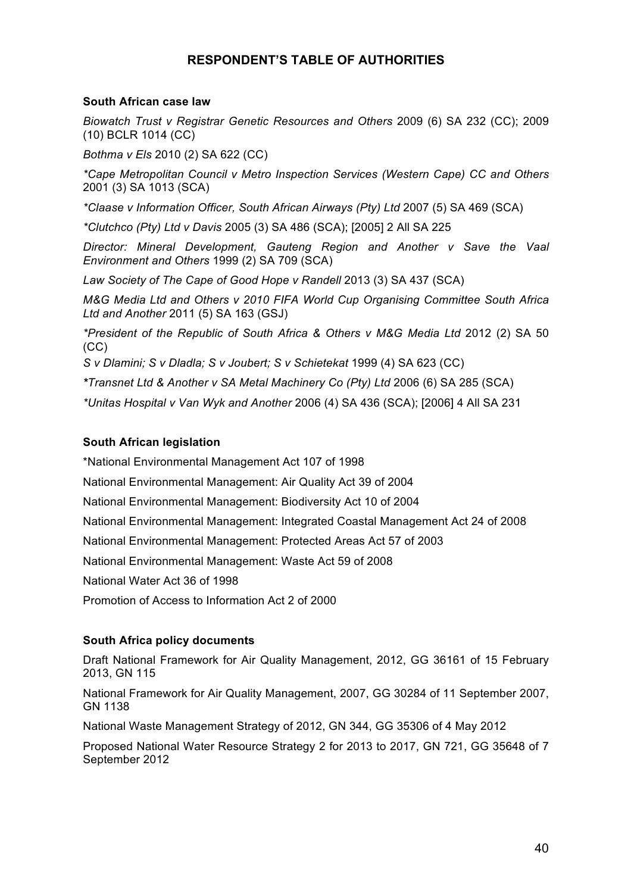# RESPONDENT'S TABLE OF AUTHORITIES

### South African case law

*Biowatch Trust v Registrar Genetic Resources and Others* 2009 (6) SA 232 (CC); 2009 (10) BCLR 1014 (CC)

*Bothma v Els* 2010 (2) SA 622 (CC)

*\*Cape Metropolitan Council v Metro Inspection Services (Western Cape) CC and Others* 2001 (3) SA 1013 (SCA)

*\*Claase v Information Officer, South African Airways (Pty) Ltd* 2007 (5) SA 469 (SCA)

*\*Clutchco (Pty) Ltd v Davis* 2005 (3) SA 486 (SCA); [2005] 2 All SA 225

*Director: Mineral Development, Gauteng Region and Another v Save the Vaal Environment and Others* 1999 (2) SA 709 (SCA)

*Law Society of The Cape of Good Hope v Randell* 2013 (3) SA 437 (SCA)

*M&G Media Ltd and Others v 2010 FIFA World Cup Organising Committee South Africa Ltd and Another* 2011 (5) SA 163 (GSJ)

*\*President of the Republic of South Africa & Others v M&G Media Ltd* 2012 (2) SA 50 (CC)

*S v Dlamini; S v Dladla; S v Joubert; S v Schietekat* 1999 (4) SA 623 (CC)

*\*Transnet Ltd & Another v SA Metal Machinery Co (Pty) Ltd* 2006 (6) SA 285 (SCA)

*\*Unitas Hospital v Van Wyk and Another* 2006 (4) SA 436 (SCA); [2006] 4 All SA 231

### South African legislation

\*National Environmental Management Act 107 of 1998

National Environmental Management: Air Quality Act 39 of 2004

National Environmental Management: Biodiversity Act 10 of 2004

National Environmental Management: Integrated Coastal Management Act 24 of 2008

National Environmental Management: Protected Areas Act 57 of 2003

National Environmental Management: Waste Act 59 of 2008

National Water Act 36 of 1998

Promotion of Access to Information Act 2 of 2000

### South Africa policy documents

Draft National Framework for Air Quality Management, 2012, GG 36161 of 15 February 2013, GN 115

National Framework for Air Quality Management, 2007, GG 30284 of 11 September 2007, GN 1138

National Waste Management Strategy of 2012, GN 344, GG 35306 of 4 May 2012

Proposed National Water Resource Strategy 2 for 2013 to 2017, GN 721, GG 35648 of 7 September 2012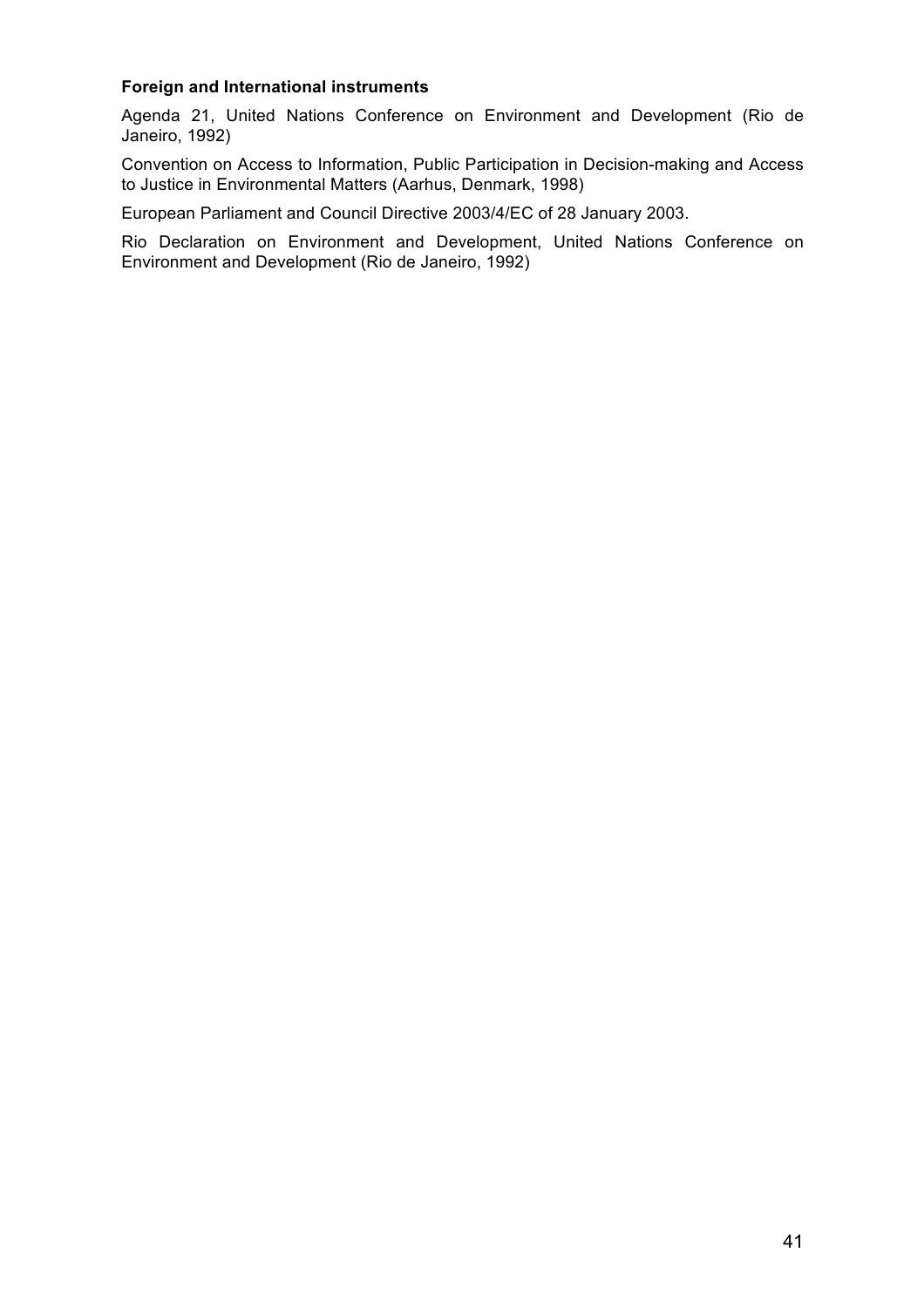**Foreign and International instruments**

Agenda 21, United Nations Conference on Environment and Development (Rio de Janeiro, 1992)

Convention on Access to Information, Public Participation in Decision-making and Access to Justice in Environmental Matters (Aarhus, Denmark, 1998)

European Parliament and Council Directive 2003/4/EC of 28 January 2003.

Rio Declaration on Environment and Development, United Nations Conference on Environment and Development (Rio de Janeiro, 1992)